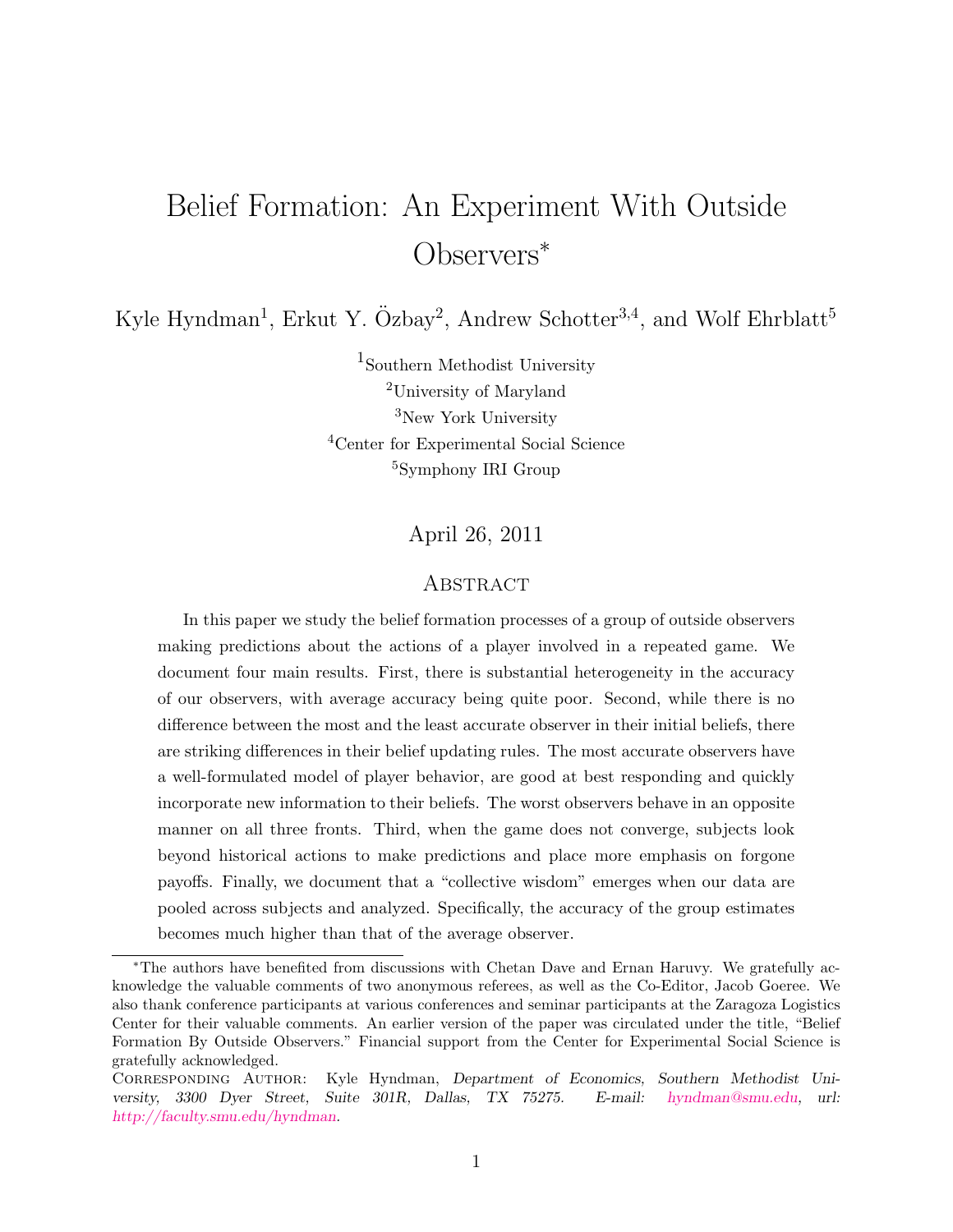# Belief Formation: An Experiment With Outside Observers*

Kyle Hyndman[1], Erkut Y. Özbay[2], Andrew Schotter[3,4], and Wolf Ehrblatt[5]

[1]Southern Methodist University
[2]University of Maryland
[3]New York University
[4]Center for Experimental Social Science
[5]Symphony IRI Group

April 26, 2011

## Abstract

In this paper we study the belief formation processes of a group of outside observers making predictions about the actions of a player involved in a repeated game. We document four main results. First, there is substantial heterogeneity in the accuracy of our observers, with average accuracy being quite poor. Second, while there is no difference between the most and the least accurate observer in their initial beliefs, there are striking differences in their belief updating rules. The most accurate observers have a well-formulated model of player behavior, are good at best responding and quickly incorporate new information to their beliefs. The worst observers behave in an opposite manner on all three fronts. Third, when the game does not converge, subjects look beyond historical actions to make predictions and place more emphasis on forgone payoffs. Finally, we document that a "collective wisdom" emerges when our data are pooled across subjects and analyzed. Specifically, the accuracy of the group estimates becomes much higher than that of the average observer.

---

*The authors have benefited from discussions with Chetan Dave and Ernan Haruvy. We gratefully acknowledge the valuable comments of two anonymous referees, as well as the Co-Editor, Jacob Goeree. We also thank conference participants at various conferences and seminar participants at the Zaragoza Logistics Center for their valuable comments. An earlier version of the paper was circulated under the title, "Belief Formation By Outside Observers." Financial support from the Center for Experimental Social Science is gratefully acknowledged.

Corresponding Author: Kyle Hyndman, *Department of Economics, Southern Methodist University, 3300 Dyer Street, Suite 301R, Dallas, TX 75275. E-mail:* hyndman@smu.edu, *url:* http://faculty.smu.edu/hyndman.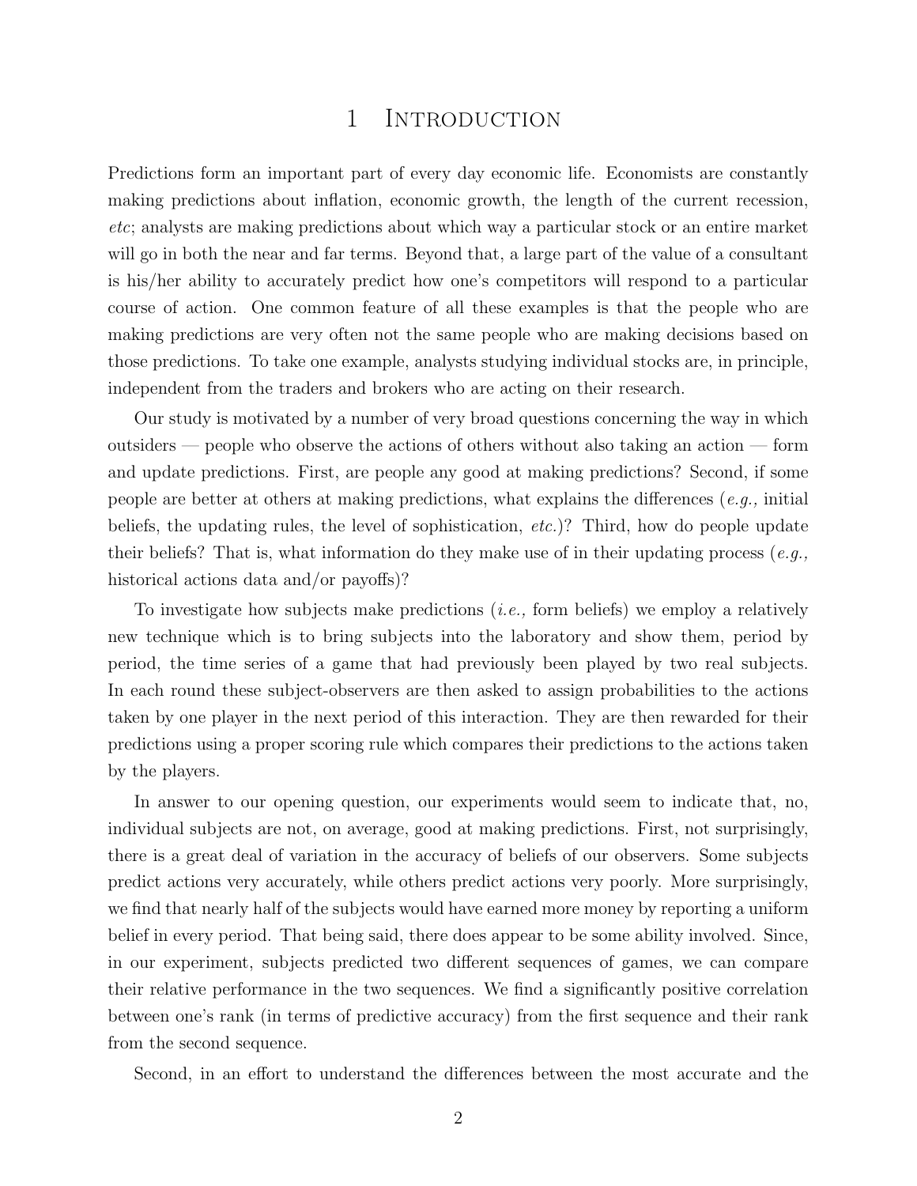# 1 Introduction

Predictions form an important part of every day economic life. Economists are constantly making predictions about inflation, economic growth, the length of the current recession, *etc*; analysts are making predictions about which way a particular stock or an entire market will go in both the near and far terms. Beyond that, a large part of the value of a consultant is his/her ability to accurately predict how one's competitors will respond to a particular course of action. One common feature of all these examples is that the people who are making predictions are very often not the same people who are making decisions based on those predictions. To take one example, analysts studying individual stocks are, in principle, independent from the traders and brokers who are acting on their research.

Our study is motivated by a number of very broad questions concerning the way in which outsiders — people who observe the actions of others without also taking an action — form and update predictions. First, are people any good at making predictions? Second, if some people are better at others at making predictions, what explains the differences (*e.g.,* initial beliefs, the updating rules, the level of sophistication, *etc.*)? Third, how do people update their beliefs? That is, what information do they make use of in their updating process (*e.g.,* historical actions data and/or payoffs)?

To investigate how subjects make predictions (*i.e.,* form beliefs) we employ a relatively new technique which is to bring subjects into the laboratory and show them, period by period, the time series of a game that had previously been played by two real subjects. In each round these subject-observers are then asked to assign probabilities to the actions taken by one player in the next period of this interaction. They are then rewarded for their predictions using a proper scoring rule which compares their predictions to the actions taken by the players.

In answer to our opening question, our experiments would seem to indicate that, no, individual subjects are not, on average, good at making predictions. First, not surprisingly, there is a great deal of variation in the accuracy of beliefs of our observers. Some subjects predict actions very accurately, while others predict actions very poorly. More surprisingly, we find that nearly half of the subjects would have earned more money by reporting a uniform belief in every period. That being said, there does appear to be some ability involved. Since, in our experiment, subjects predicted two different sequences of games, we can compare their relative performance in the two sequences. We find a significantly positive correlation between one's rank (in terms of predictive accuracy) from the first sequence and their rank from the second sequence.

Second, in an effort to understand the differences between the most accurate and the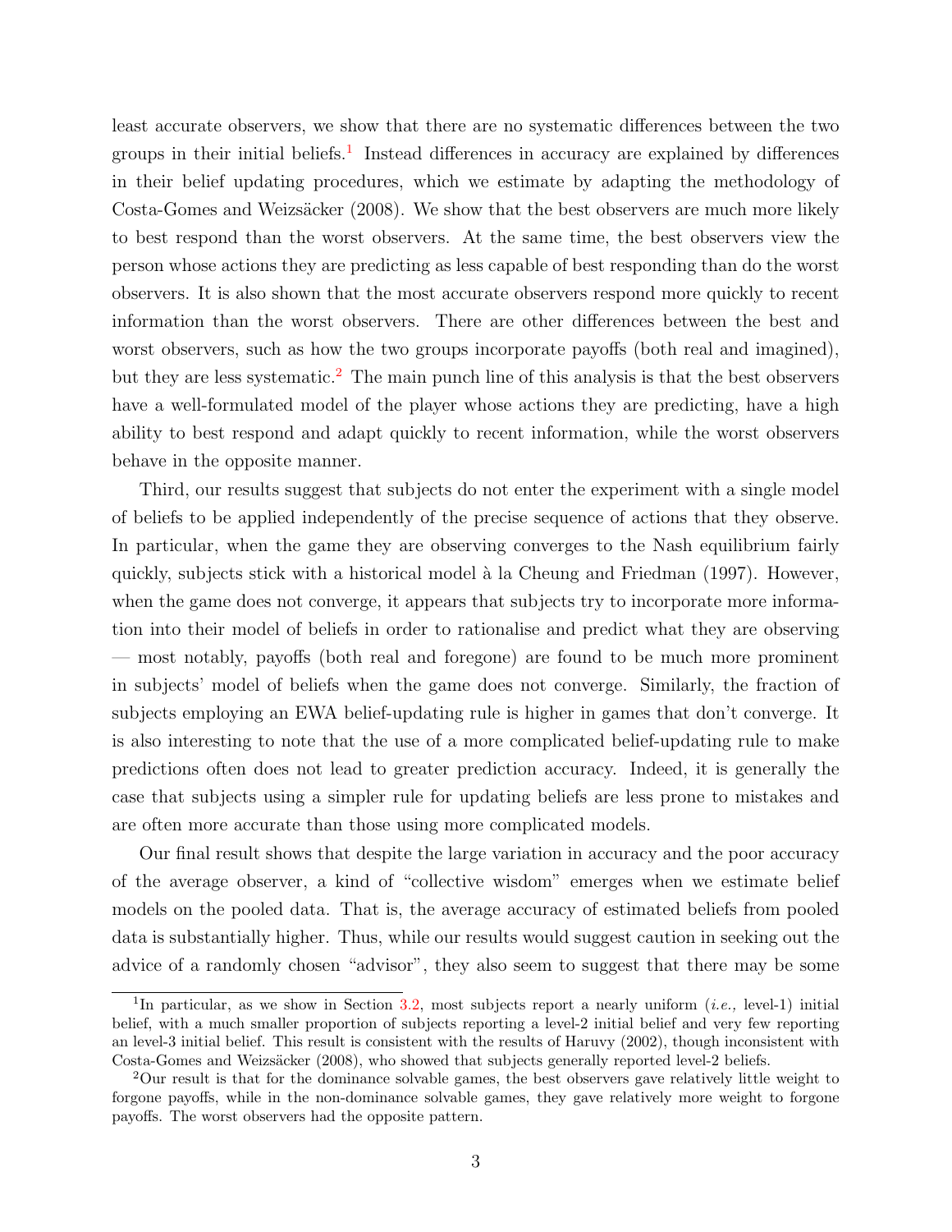least accurate observers, we show that there are no systematic differences between the two groups in their initial beliefs.[1] Instead differences in accuracy are explained by differences in their belief updating procedures, which we estimate by adapting the methodology of Costa-Gomes and Weizsäcker (2008). We show that the best observers are much more likely to best respond than the worst observers. At the same time, the best observers view the person whose actions they are predicting as less capable of best responding than do the worst observers. It is also shown that the most accurate observers respond more quickly to recent information than the worst observers. There are other differences between the best and worst observers, such as how the two groups incorporate payoffs (both real and imagined), but they are less systematic.[2] The main punch line of this analysis is that the best observers have a well-formulated model of the player whose actions they are predicting, have a high ability to best respond and adapt quickly to recent information, while the worst observers behave in the opposite manner.

Third, our results suggest that subjects do not enter the experiment with a single model of beliefs to be applied independently of the precise sequence of actions that they observe. In particular, when the game they are observing converges to the Nash equilibrium fairly quickly, subjects stick with a historical model à la Cheung and Friedman (1997). However, when the game does not converge, it appears that subjects try to incorporate more information into their model of beliefs in order to rationalise and predict what they are observing — most notably, payoffs (both real and foregone) are found to be much more prominent in subjects' model of beliefs when the game does not converge. Similarly, the fraction of subjects employing an EWA belief-updating rule is higher in games that don't converge. It is also interesting to note that the use of a more complicated belief-updating rule to make predictions often does not lead to greater prediction accuracy. Indeed, it is generally the case that subjects using a simpler rule for updating beliefs are less prone to mistakes and are often more accurate than those using more complicated models.

Our final result shows that despite the large variation in accuracy and the poor accuracy of the average observer, a kind of "collective wisdom" emerges when we estimate belief models on the pooled data. That is, the average accuracy of estimated beliefs from pooled data is substantially higher. Thus, while our results would suggest caution in seeking out the advice of a randomly chosen "advisor", they also seem to suggest that there may be some

[1] In particular, as we show in Section 3.2, most subjects report a nearly uniform (*i.e.,* level-1) initial belief, with a much smaller proportion of subjects reporting a level-2 initial belief and very few reporting an level-3 initial belief. This result is consistent with the results of Haruvy (2002), though inconsistent with Costa-Gomes and Weizsäcker (2008), who showed that subjects generally reported level-2 beliefs.

[2] Our result is that for the dominance solvable games, the best observers gave relatively little weight to forgone payoffs, while in the non-dominance solvable games, they gave relatively more weight to forgone payoffs. The worst observers had the opposite pattern.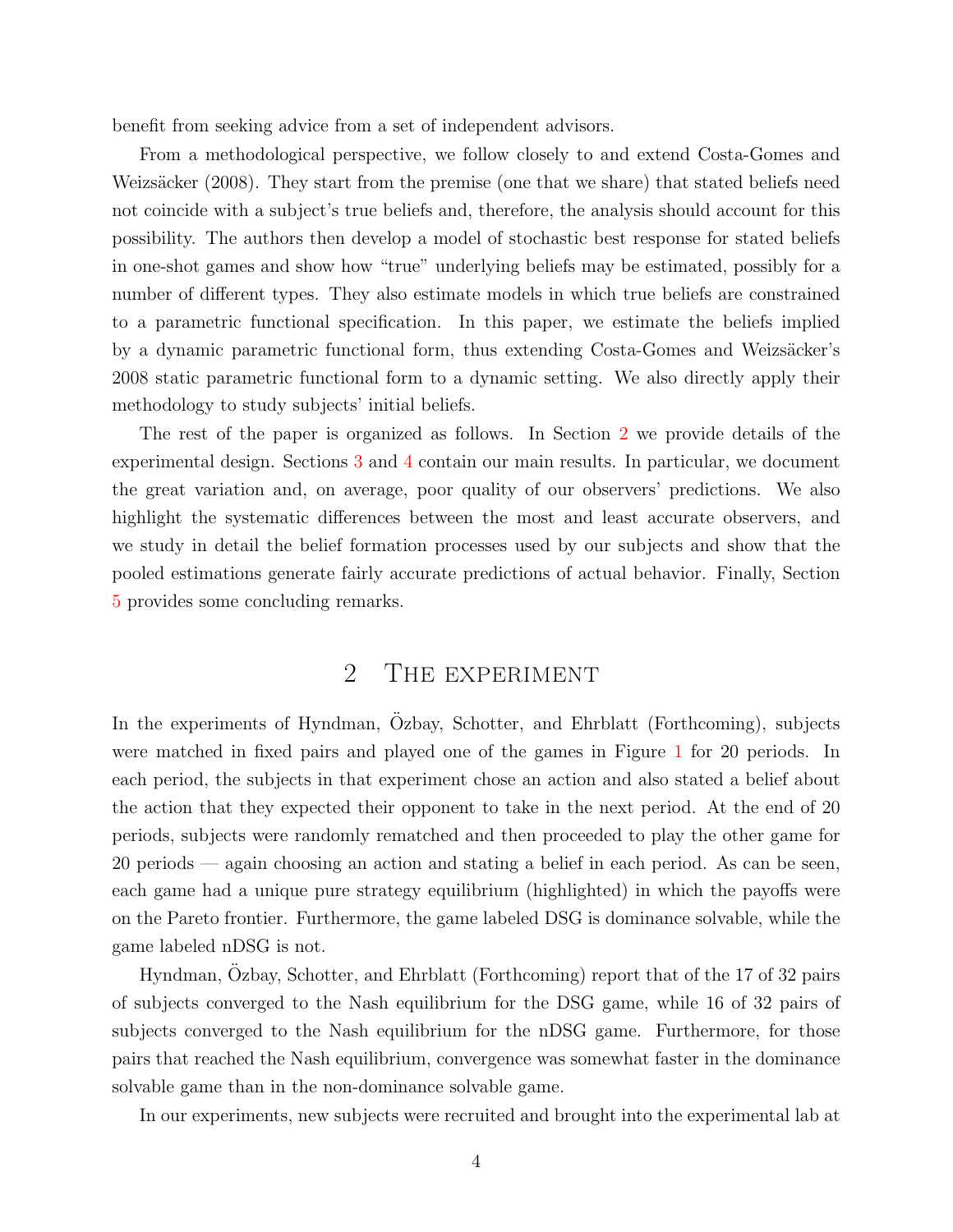benefit from seeking advice from a set of independent advisors.

From a methodological perspective, we follow closely to and extend Costa-Gomes and Weizsäcker (2008). They start from the premise (one that we share) that stated beliefs need not coincide with a subject's true beliefs and, therefore, the analysis should account for this possibility. The authors then develop a model of stochastic best response for stated beliefs in one-shot games and show how "true" underlying beliefs may be estimated, possibly for a number of different types. They also estimate models in which true beliefs are constrained to a parametric functional specification. In this paper, we estimate the beliefs implied by a dynamic parametric functional form, thus extending Costa-Gomes and Weizsäcker's 2008 static parametric functional form to a dynamic setting. We also directly apply their methodology to study subjects' initial beliefs.

The rest of the paper is organized as follows. In Section 2 we provide details of the experimental design. Sections 3 and 4 contain our main results. In particular, we document the great variation and, on average, poor quality of our observers' predictions. We also highlight the systematic differences between the most and least accurate observers, and we study in detail the belief formation processes used by our subjects and show that the pooled estimations generate fairly accurate predictions of actual behavior. Finally, Section 5 provides some concluding remarks.

## 2 The experiment

In the experiments of Hyndman, Özbay, Schotter, and Ehrblatt (Forthcoming), subjects were matched in fixed pairs and played one of the games in Figure 1 for 20 periods. In each period, the subjects in that experiment chose an action and also stated a belief about the action that they expected their opponent to take in the next period. At the end of 20 periods, subjects were randomly rematched and then proceeded to play the other game for 20 periods — again choosing an action and stating a belief in each period. As can be seen, each game had a unique pure strategy equilibrium (highlighted) in which the payoffs were on the Pareto frontier. Furthermore, the game labeled DSG is dominance solvable, while the game labeled nDSG is not.

Hyndman, Özbay, Schotter, and Ehrblatt (Forthcoming) report that of the 17 of 32 pairs of subjects converged to the Nash equilibrium for the DSG game, while 16 of 32 pairs of subjects converged to the Nash equilibrium for the nDSG game. Furthermore, for those pairs that reached the Nash equilibrium, convergence was somewhat faster in the dominance solvable game than in the non-dominance solvable game.

In our experiments, new subjects were recruited and brought into the experimental lab at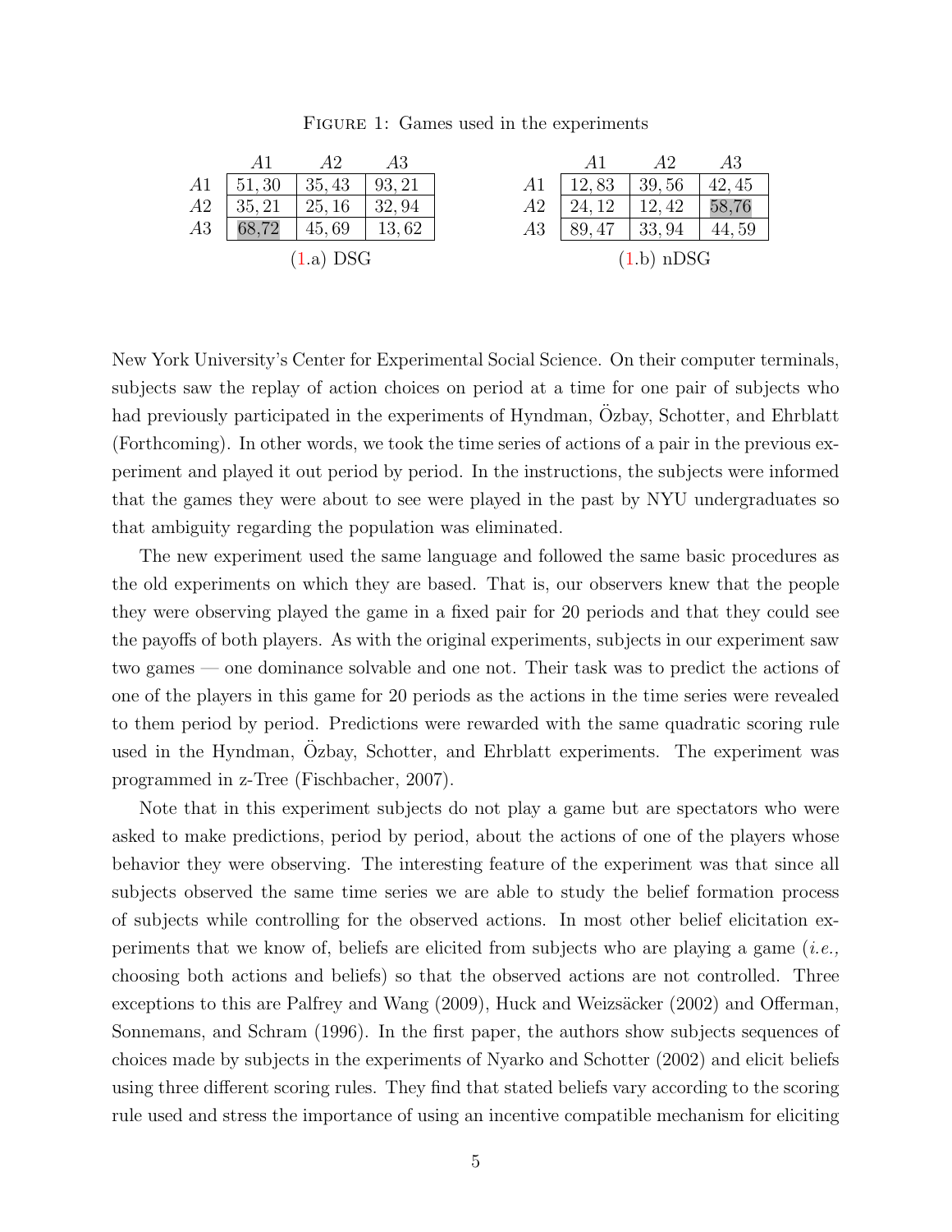Figure 1: Games used in the experiments

| | A1 | A2 | A3 |
|---|---|---|---|
| A1 | 51, 30 | 35, 43 | 93, 21 |
| A2 | 35, 21 | 25, 16 | 32, 94 |
| A3 | 68,72 | 45, 69 | 13, 62 |

(1.a) DSG

| | A1 | A2 | A3 |
|---|---|---|---|
| A1 | 12, 83 | 39, 56 | 42, 45 |
| A2 | 24, 12 | 12, 42 | 58,76 |
| A3 | 89, 47 | 33, 94 | 44, 59 |

(1.b) nDSG

New York University's Center for Experimental Social Science. On their computer terminals, subjects saw the replay of action choices on period at a time for one pair of subjects who had previously participated in the experiments of Hyndman, Özbay, Schotter, and Ehrblatt (Forthcoming). In other words, we took the time series of actions of a pair in the previous experiment and played it out period by period. In the instructions, the subjects were informed that the games they were about to see were played in the past by NYU undergraduates so that ambiguity regarding the population was eliminated.

The new experiment used the same language and followed the same basic procedures as the old experiments on which they are based. That is, our observers knew that the people they were observing played the game in a fixed pair for 20 periods and that they could see the payoffs of both players. As with the original experiments, subjects in our experiment saw two games — one dominance solvable and one not. Their task was to predict the actions of one of the players in this game for 20 periods as the actions in the time series were revealed to them period by period. Predictions were rewarded with the same quadratic scoring rule used in the Hyndman, Özbay, Schotter, and Ehrblatt experiments. The experiment was programmed in z-Tree (Fischbacher, 2007).

Note that in this experiment subjects do not play a game but are spectators who were asked to make predictions, period by period, about the actions of one of the players whose behavior they were observing. The interesting feature of the experiment was that since all subjects observed the same time series we are able to study the belief formation process of subjects while controlling for the observed actions. In most other belief elicitation experiments that we know of, beliefs are elicited from subjects who are playing a game (*i.e.,* choosing both actions and beliefs) so that the observed actions are not controlled. Three exceptions to this are Palfrey and Wang (2009), Huck and Weizsäcker (2002) and Offerman, Sonnemans, and Schram (1996). In the first paper, the authors show subjects sequences of choices made by subjects in the experiments of Nyarko and Schotter (2002) and elicit beliefs using three different scoring rules. They find that stated beliefs vary according to the scoring rule used and stress the importance of using an incentive compatible mechanism for eliciting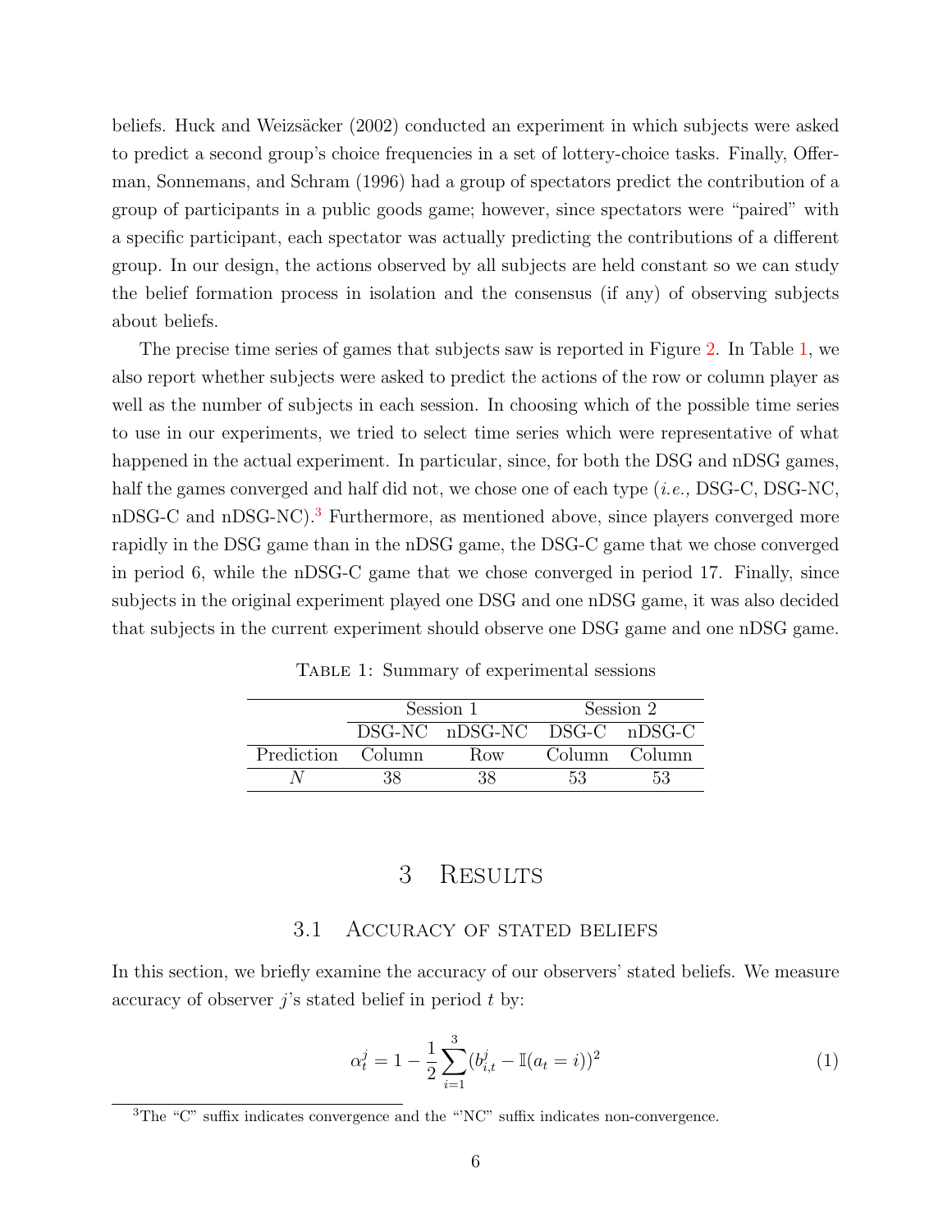beliefs. Huck and Weizsäcker (2002) conducted an experiment in which subjects were asked to predict a second group's choice frequencies in a set of lottery-choice tasks. Finally, Offerman, Sonnemans, and Schram (1996) had a group of spectators predict the contribution of a group of participants in a public goods game; however, since spectators were "paired" with a specific participant, each spectator was actually predicting the contributions of a different group. In our design, the actions observed by all subjects are held constant so we can study the belief formation process in isolation and the consensus (if any) of observing subjects about beliefs.

The precise time series of games that subjects saw is reported in Figure 2. In Table 1, we also report whether subjects were asked to predict the actions of the row or column player as well as the number of subjects in each session. In choosing which of the possible time series to use in our experiments, we tried to select time series which were representative of what happened in the actual experiment. In particular, since, for both the DSG and nDSG games, half the games converged and half did not, we chose one of each type (*i.e.,* DSG-C, DSG-NC, nDSG-C and nDSG-NC).[3] Furthermore, as mentioned above, since players converged more rapidly in the DSG game than in the nDSG game, the DSG-C game that we chose converged in period 6, while the nDSG-C game that we chose converged in period 17. Finally, since subjects in the original experiment played one DSG and one nDSG game, it was also decided that subjects in the current experiment should observe one DSG game and one nDSG game.

Table 1: Summary of experimental sessions

| | Session 1 | | Session 2 | |
|---|---|---|---|---|
| | DSG-NC | nDSG-NC | DSG-C | nDSG-C |
| Prediction | Column | Row | Column | Column |
| $N$ | 38 | 38 | 53 | 53 |

# 3 Results

## 3.1 Accuracy of stated beliefs

In this section, we briefly examine the accuracy of our observers' stated beliefs. We measure accuracy of observer $j$'s stated belief in period $t$ by:

$$\alpha_t^j = 1 - \frac{1}{2}\sum_{i=1}^{3}(b_{i,t}^j - \mathbb{I}(a_t = i))^2 \tag{1}$$

[3] The "C" suffix indicates convergence and the "'NC" suffix indicates non-convergence.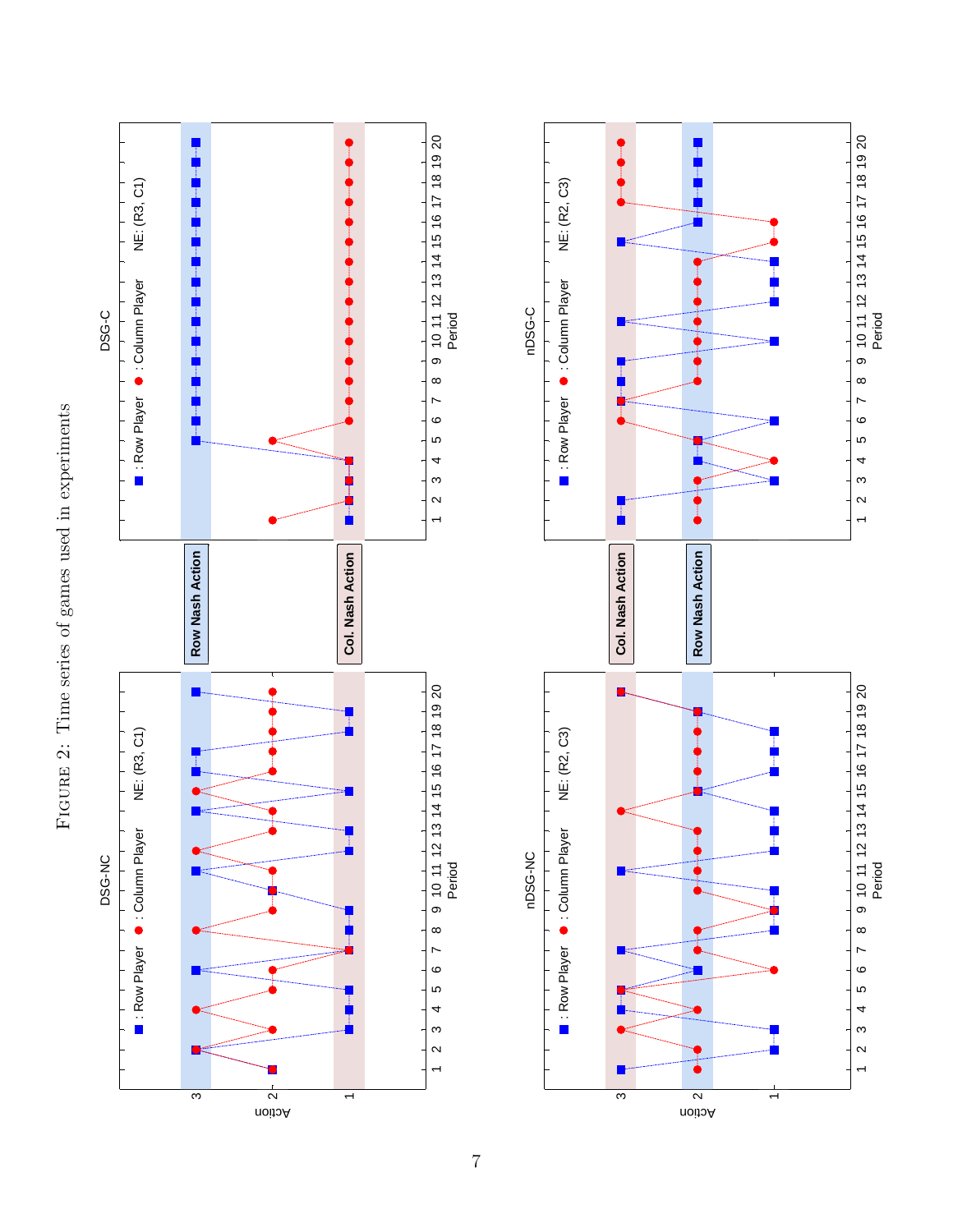FIGURE 2: Time series of games used in experiments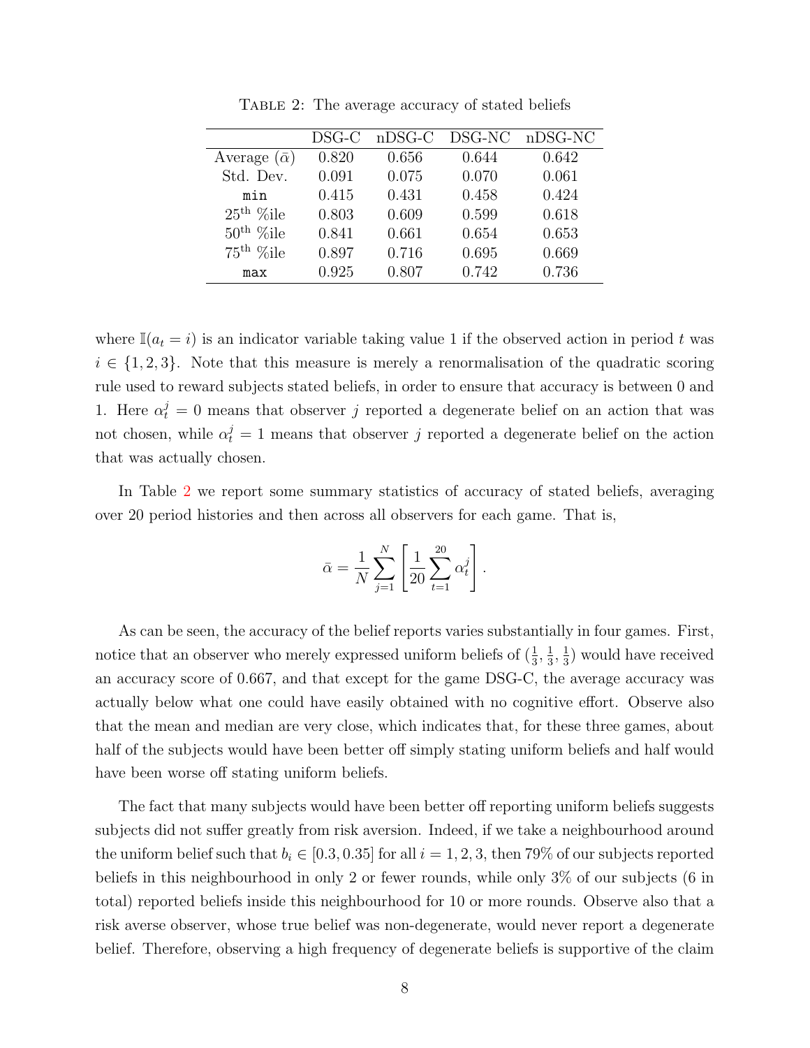Table 2: The average accuracy of stated beliefs

| | DSG-C | nDSG-C | DSG-NC | nDSG-NC |
|---|---|---|---|---|
| Average ($\bar{\alpha}$) | 0.820 | 0.656 | 0.644 | 0.642 |
| Std. Dev. | 0.091 | 0.075 | 0.070 | 0.061 |
| `min` | 0.415 | 0.431 | 0.458 | 0.424 |
| $25^{\text{th}}$ %ile | 0.803 | 0.609 | 0.599 | 0.618 |
| $50^{\text{th}}$ %ile | 0.841 | 0.661 | 0.654 | 0.653 |
| $75^{\text{th}}$ %ile | 0.897 | 0.716 | 0.695 | 0.669 |
| `max` | 0.925 | 0.807 | 0.742 | 0.736 |

where $\mathbb{I}(a_t = i)$ is an indicator variable taking value 1 if the observed action in period $t$ was $i \in \{1, 2, 3\}$. Note that this measure is merely a renormalisation of the quadratic scoring rule used to reward subjects stated beliefs, in order to ensure that accuracy is between 0 and 1. Here $\alpha_t^j = 0$ means that observer $j$ reported a degenerate belief on an action that was not chosen, while $\alpha_t^j = 1$ means that observer $j$ reported a degenerate belief on the action that was actually chosen.

In Table 2 we report some summary statistics of accuracy of stated beliefs, averaging over 20 period histories and then across all observers for each game. That is,

$$\bar{\alpha} = \frac{1}{N} \sum_{j=1}^{N} \left[ \frac{1}{20} \sum_{t=1}^{20} \alpha_t^j \right].$$

As can be seen, the accuracy of the belief reports varies substantially in four games. First, notice that an observer who merely expressed uniform beliefs of $(\frac{1}{3}, \frac{1}{3}, \frac{1}{3})$ would have received an accuracy score of 0.667, and that except for the game DSG-C, the average accuracy was actually below what one could have easily obtained with no cognitive effort. Observe also that the mean and median are very close, which indicates that, for these three games, about half of the subjects would have been better off simply stating uniform beliefs and half would have been worse off stating uniform beliefs.

The fact that many subjects would have been better off reporting uniform beliefs suggests subjects did not suffer greatly from risk aversion. Indeed, if we take a neighbourhood around the uniform belief such that $b_i \in [0.3, 0.35]$ for all $i = 1, 2, 3$, then 79% of our subjects reported beliefs in this neighbourhood in only 2 or fewer rounds, while only 3% of our subjects (6 in total) reported beliefs inside this neighbourhood for 10 or more rounds. Observe also that a risk averse observer, whose true belief was non-degenerate, would never report a degenerate belief. Therefore, observing a high frequency of degenerate beliefs is supportive of the claim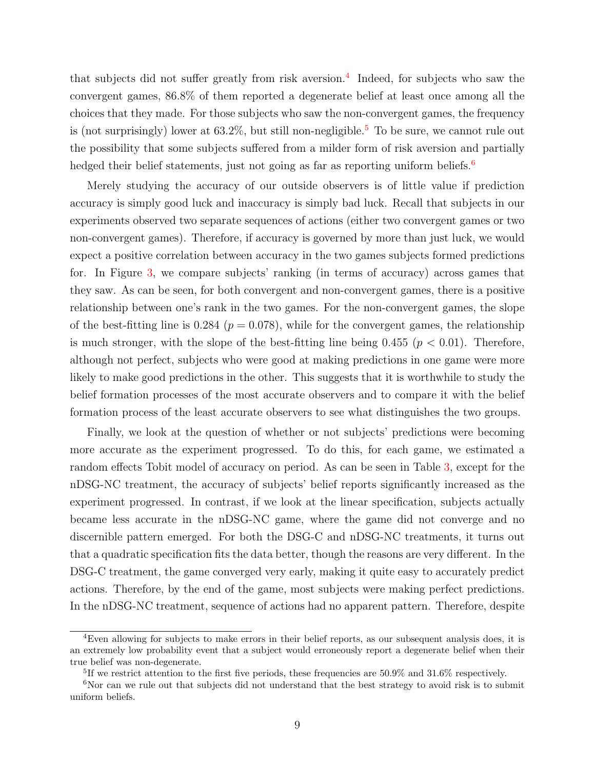that subjects did not suffer greatly from risk aversion.[4] Indeed, for subjects who saw the convergent games, 86.8% of them reported a degenerate belief at least once among all the choices that they made. For those subjects who saw the non-convergent games, the frequency is (not surprisingly) lower at 63.2%, but still non-negligible.[5] To be sure, we cannot rule out the possibility that some subjects suffered from a milder form of risk aversion and partially hedged their belief statements, just not going as far as reporting uniform beliefs.[6]

Merely studying the accuracy of our outside observers is of little value if prediction accuracy is simply good luck and inaccuracy is simply bad luck. Recall that subjects in our experiments observed two separate sequences of actions (either two convergent games or two non-convergent games). Therefore, if accuracy is governed by more than just luck, we would expect a positive correlation between accuracy in the two games subjects formed predictions for. In Figure 3, we compare subjects' ranking (in terms of accuracy) across games that they saw. As can be seen, for both convergent and non-convergent games, there is a positive relationship between one's rank in the two games. For the non-convergent games, the slope of the best-fitting line is 0.284 ($p = 0.078$), while for the convergent games, the relationship is much stronger, with the slope of the best-fitting line being 0.455 ($p < 0.01$). Therefore, although not perfect, subjects who were good at making predictions in one game were more likely to make good predictions in the other. This suggests that it is worthwhile to study the belief formation processes of the most accurate observers and to compare it with the belief formation process of the least accurate observers to see what distinguishes the two groups.

Finally, we look at the question of whether or not subjects' predictions were becoming more accurate as the experiment progressed. To do this, for each game, we estimated a random effects Tobit model of accuracy on period. As can be seen in Table 3, except for the nDSG-NC treatment, the accuracy of subjects' belief reports significantly increased as the experiment progressed. In contrast, if we look at the linear specification, subjects actually became less accurate in the nDSG-NC game, where the game did not converge and no discernible pattern emerged. For both the DSG-C and nDSG-NC treatments, it turns out that a quadratic specification fits the data better, though the reasons are very different. In the DSG-C treatment, the game converged very early, making it quite easy to accurately predict actions. Therefore, by the end of the game, most subjects were making perfect predictions. In the nDSG-NC treatment, sequence of actions had no apparent pattern. Therefore, despite

[4] Even allowing for subjects to make errors in their belief reports, as our subsequent analysis does, it is an extremely low probability event that a subject would erroneously report a degenerate belief when their true belief was non-degenerate.

[5] If we restrict attention to the first five periods, these frequencies are 50.9% and 31.6% respectively.

[6] Nor can we rule out that subjects did not understand that the best strategy to avoid risk is to submit uniform beliefs.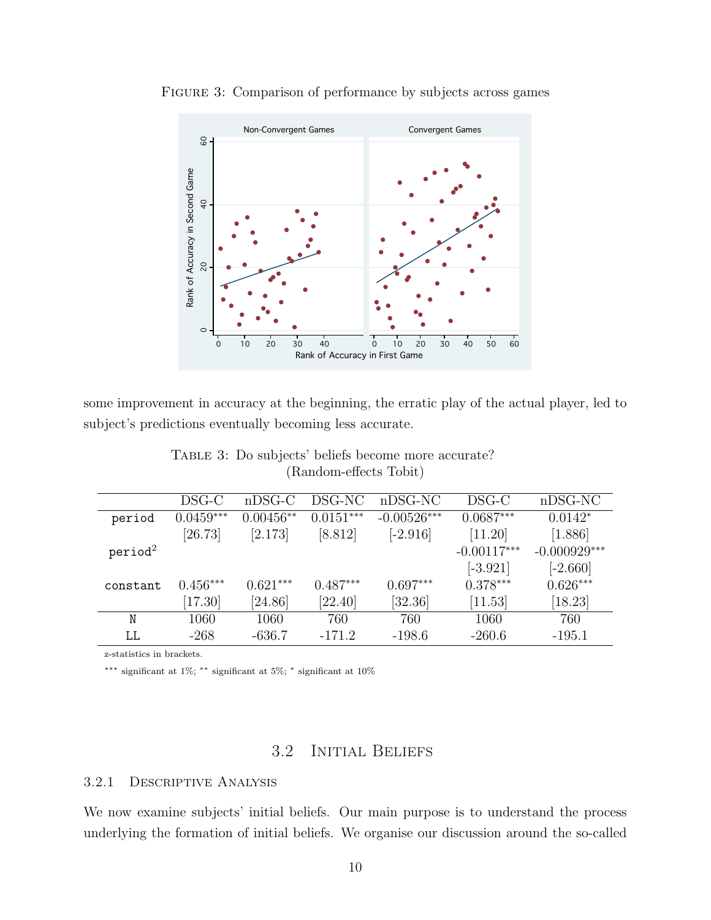Figure 3: Comparison of performance by subjects across games

some improvement in accuracy at the beginning, the erratic play of the actual player, led to subject's predictions eventually becoming less accurate.

Table 3: Do subjects' beliefs become more accurate?
(Random-effects Tobit)

| | DSG-C | nDSG-C | DSG-NC | nDSG-NC | DSG-C | nDSG-NC |
|---|---|---|---|---|---|---|
| period | 0.0459*** | 0.00456** | 0.0151*** | -0.00526*** | 0.0687*** | 0.0142* |
| | [26.73] | [2.173] | [8.812] | [-2.916] | [11.20] | [1.886] |
| period$^2$ | | | | | -0.00117*** | -0.000929*** |
| | | | | | [-3.921] | [-2.660] |
| constant | 0.456*** | 0.621*** | 0.487*** | 0.697*** | 0.378*** | 0.626*** |
| | [17.30] | [24.86] | [22.40] | [32.36] | [11.53] | [18.23] |
| N | 1060 | 1060 | 760 | 760 | 1060 | 760 |
| LL | -268 | -636.7 | -171.2 | -198.6 | -260.6 | -195.1 |

z-statistics in brackets.

*** significant at 1%; ** significant at 5%; * significant at 10%

## 3.2 Initial Beliefs

### 3.2.1 Descriptive Analysis

We now examine subjects' initial beliefs. Our main purpose is to understand the process underlying the formation of initial beliefs. We organise our discussion around the so-called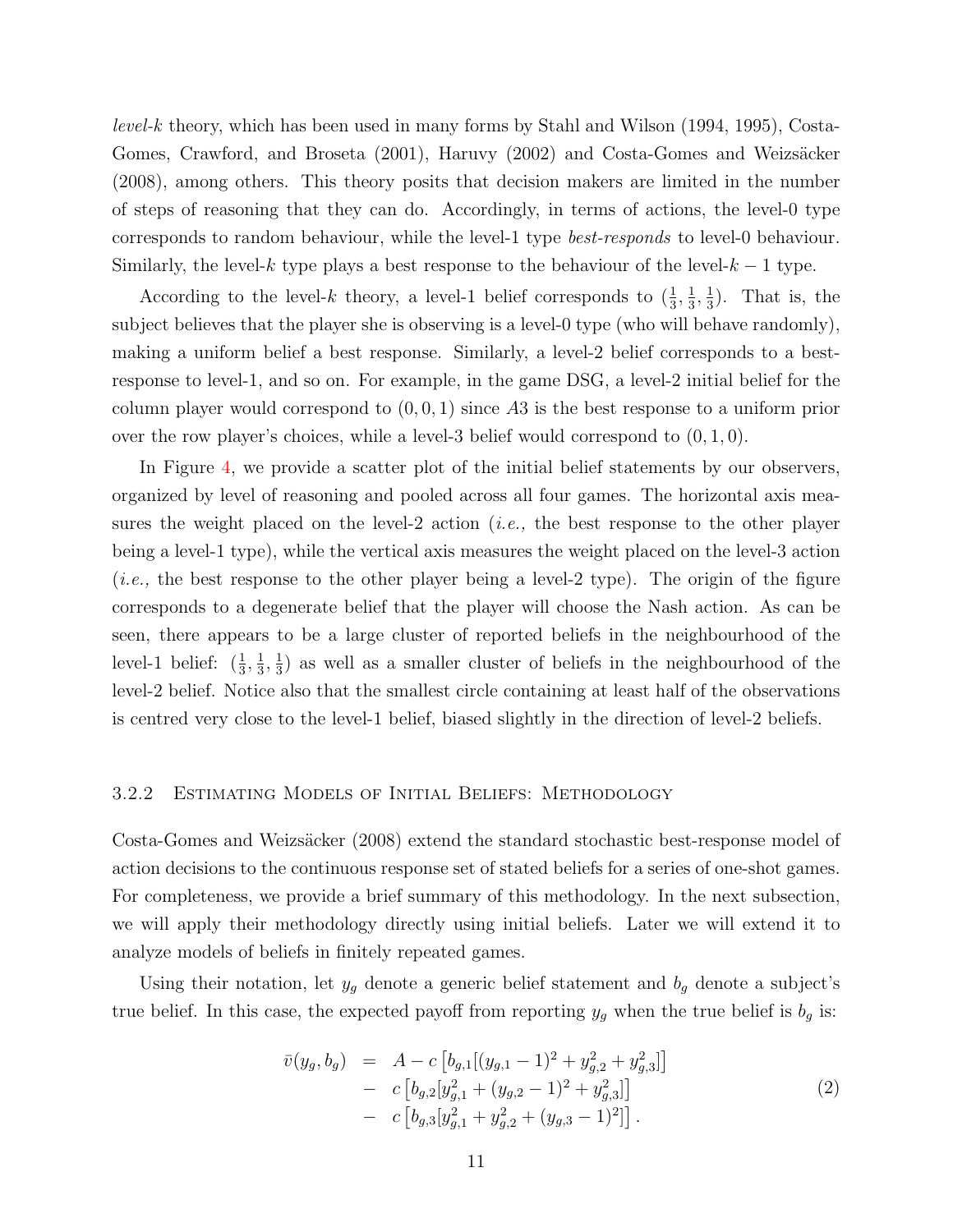*level-k* theory, which has been used in many forms by Stahl and Wilson (1994, 1995), Costa-Gomes, Crawford, and Broseta (2001), Haruvy (2002) and Costa-Gomes and Weizsäcker (2008), among others. This theory posits that decision makers are limited in the number of steps of reasoning that they can do. Accordingly, in terms of actions, the level-0 type corresponds to random behaviour, while the level-1 type *best-responds* to level-0 behaviour. Similarly, the level-$k$ type plays a best response to the behaviour of the level-$k-1$ type.

According to the level-$k$ theory, a level-1 belief corresponds to $(\frac{1}{3}, \frac{1}{3}, \frac{1}{3})$. That is, the subject believes that the player she is observing is a level-0 type (who will behave randomly), making a uniform belief a best response. Similarly, a level-2 belief corresponds to a best-response to level-1, and so on. For example, in the game DSG, a level-2 initial belief for the column player would correspond to $(0, 0, 1)$ since $A3$ is the best response to a uniform prior over the row player's choices, while a level-3 belief would correspond to $(0, 1, 0)$.

In Figure 4, we provide a scatter plot of the initial belief statements by our observers, organized by level of reasoning and pooled across all four games. The horizontal axis measures the weight placed on the level-2 action (*i.e.,* the best response to the other player being a level-1 type), while the vertical axis measures the weight placed on the level-3 action (*i.e.,* the best response to the other player being a level-2 type). The origin of the figure corresponds to a degenerate belief that the player will choose the Nash action. As can be seen, there appears to be a large cluster of reported beliefs in the neighbourhood of the level-1 belief: $(\frac{1}{3}, \frac{1}{3}, \frac{1}{3})$ as well as a smaller cluster of beliefs in the neighbourhood of the level-2 belief. Notice also that the smallest circle containing at least half of the observations is centred very close to the level-1 belief, biased slightly in the direction of level-2 beliefs.

### 3.2.2 Estimating Models of Initial Beliefs: Methodology

Costa-Gomes and Weizsäcker (2008) extend the standard stochastic best-response model of action decisions to the continuous response set of stated beliefs for a series of one-shot games. For completeness, we provide a brief summary of this methodology. In the next subsection, we will apply their methodology directly using initial beliefs. Later we will extend it to analyze models of beliefs in finitely repeated games.

Using their notation, let $y_g$ denote a generic belief statement and $b_g$ denote a subject's true belief. In this case, the expected payoff from reporting $y_g$ when the true belief is $b_g$ is:

$$
\begin{aligned}
\bar{v}(y_g, b_g) &= A - c\left[b_{g,1}[(y_{g,1}-1)^2 + y_{g,2}^2 + y_{g,3}^2]\right] \\
&- c\left[b_{g,2}[y_{g,1}^2 + (y_{g,2}-1)^2 + y_{g,3}^2]\right] \\
&- c\left[b_{g,3}[y_{g,1}^2 + y_{g,2}^2 + (y_{g,3}-1)^2]\right].
\end{aligned}
\tag{2}
$$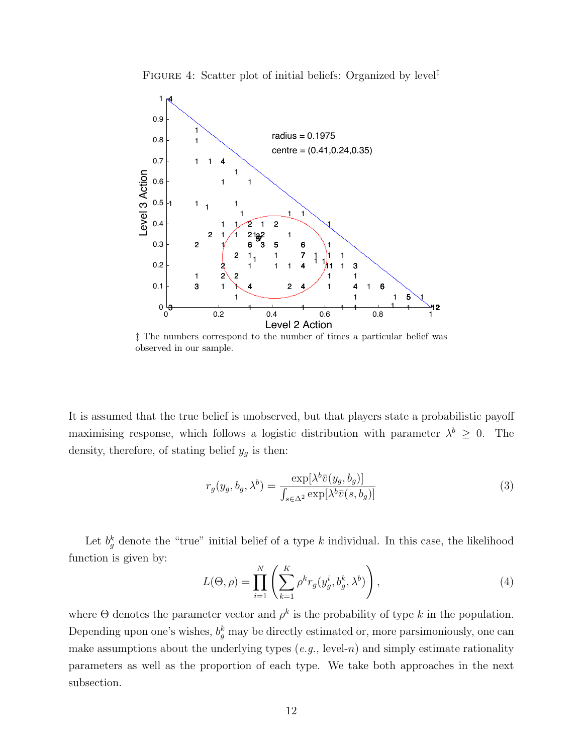FIGURE 4: Scatter plot of initial beliefs: Organized by level[‡]

‡ The numbers correspond to the number of times a particular belief was observed in our sample.

It is assumed that the true belief is unobserved, but that players state a probabilistic payoff maximising response, which follows a logistic distribution with parameter $\lambda^b \geq 0$. The density, therefore, of stating belief $y_g$ is then:

$$r_g(y_g, b_g, \lambda^b) = \frac{\exp[\lambda^b \bar{v}(y_g, b_g)]}{\int_{s \in \Delta^2} \exp[\lambda^b \bar{v}(s, b_g)]} \tag{3}$$

Let $b_g^k$ denote the "true" initial belief of a type $k$ individual. In this case, the likelihood function is given by:

$$L(\Theta, \rho) = \prod_{i=1}^{N} \left( \sum_{k=1}^{K} \rho^k r_g(y_g^i, b_g^k, \lambda^b) \right), \tag{4}$$

where $\Theta$ denotes the parameter vector and $\rho^k$ is the probability of type $k$ in the population. Depending upon one's wishes, $b_g^k$ may be directly estimated or, more parsimoniously, one can make assumptions about the underlying types (*e.g.,* level-$n$) and simply estimate rationality parameters as well as the proportion of each type. We take both approaches in the next subsection.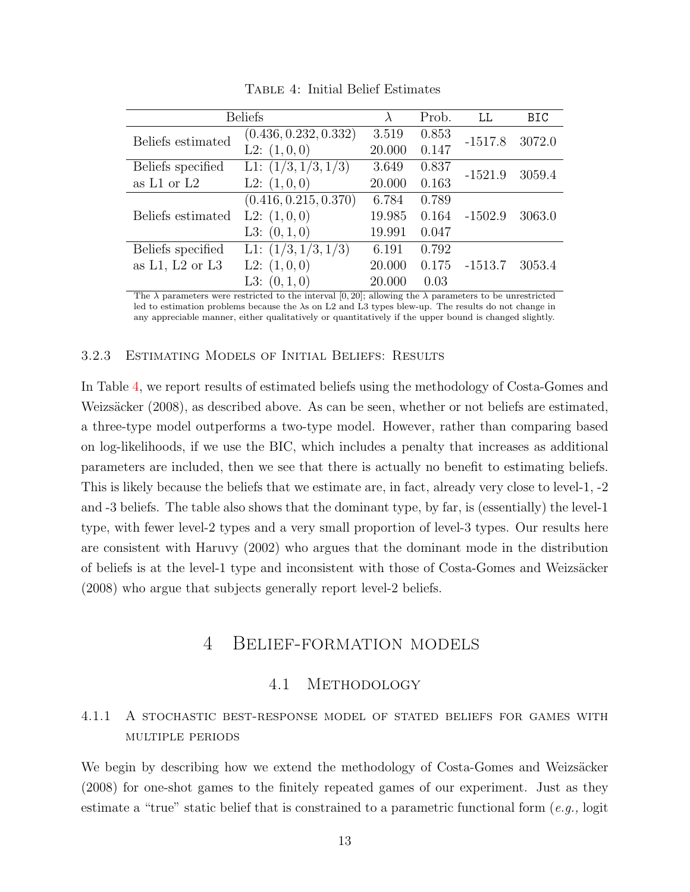Table 4: Initial Belief Estimates

| Beliefs | | $\lambda$ | Prob. | LL | BIC |
|---|---|---|---|---|---|
| Beliefs estimated | $(0.436, 0.232, 0.332)$ | 3.519 | 0.853 | -1517.8 | 3072.0 |
| | L2: $(1, 0, 0)$ | 20.000 | 0.147 | | |
| Beliefs specified as L1 or L2 | L1: $(1/3, 1/3, 1/3)$ | 3.649 | 0.837 | -1521.9 | 3059.4 |
| | L2: $(1, 0, 0)$ | 20.000 | 0.163 | | |
| Beliefs estimated | $(0.416, 0.215, 0.370)$ | 6.784 | 0.789 | -1502.9 | 3063.0 |
| | L2: $(1, 0, 0)$ | 19.985 | 0.164 | | |
| | L3: $(0, 1, 0)$ | 19.991 | 0.047 | | |
| Beliefs specified as L1, L2 or L3 | L1: $(1/3, 1/3, 1/3)$ | 6.191 | 0.792 | -1513.7 | 3053.4 |
| | L2: $(1, 0, 0)$ | 20.000 | 0.175 | | |
| | L3: $(0, 1, 0)$ | 20.000 | 0.03 | | |

The $\lambda$ parameters were restricted to the interval $[0, 20]$; allowing the $\lambda$ parameters to be unrestricted led to estimation problems because the $\lambda$s on L2 and L3 types blew-up. The results do not change in any appreciable manner, either qualitatively or quantitatively if the upper bound is changed slightly.

### 3.2.3 Estimating Models of Initial Beliefs: Results

In Table 4, we report results of estimated beliefs using the methodology of Costa-Gomes and Weizsäcker (2008), as described above. As can be seen, whether or not beliefs are estimated, a three-type model outperforms a two-type model. However, rather than comparing based on log-likelihoods, if we use the BIC, which includes a penalty that increases as additional parameters are included, then we see that there is actually no benefit to estimating beliefs. This is likely because the beliefs that we estimate are, in fact, already very close to level-1, -2 and -3 beliefs. The table also shows that the dominant type, by far, is (essentially) the level-1 type, with fewer level-2 types and a very small proportion of level-3 types. Our results here are consistent with Haruvy (2002) who argues that the dominant mode in the distribution of beliefs is at the level-1 type and inconsistent with those of Costa-Gomes and Weizsäcker (2008) who argue that subjects generally report level-2 beliefs.

# 4 Belief-formation models

## 4.1 Methodology

### 4.1.1 A stochastic best-response model of stated beliefs for games with multiple periods

We begin by describing how we extend the methodology of Costa-Gomes and Weizsäcker (2008) for one-shot games to the finitely repeated games of our experiment. Just as they estimate a "true" static belief that is constrained to a parametric functional form (*e.g.,* logit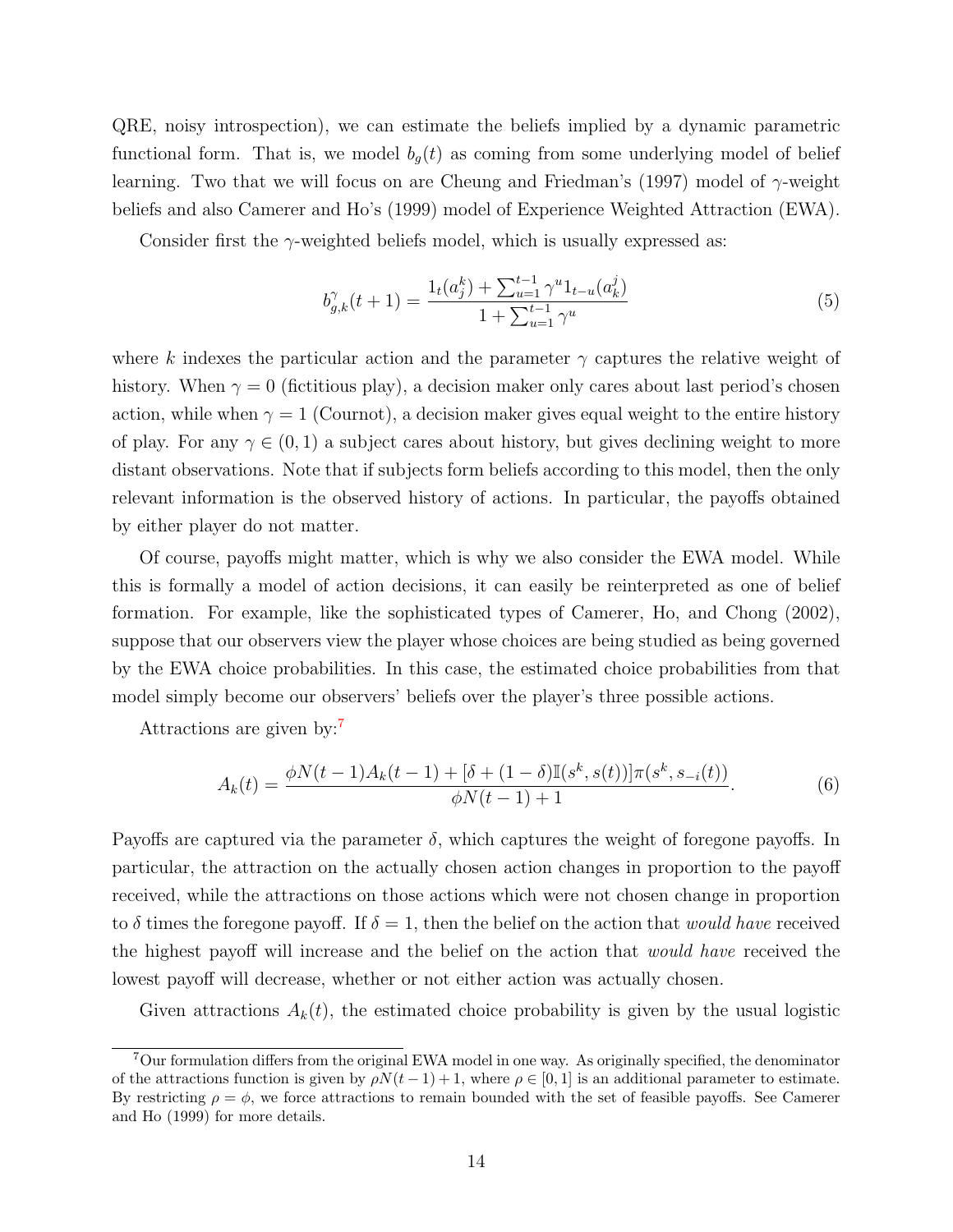QRE, noisy introspection), we can estimate the beliefs implied by a dynamic parametric functional form. That is, we model $b_g(t)$ as coming from some underlying model of belief learning. Two that we will focus on are Cheung and Friedman's (1997) model of $\gamma$-weight beliefs and also Camerer and Ho's (1999) model of Experience Weighted Attraction (EWA).

Consider first the $\gamma$-weighted beliefs model, which is usually expressed as:

$$b^{\gamma}_{g,k}(t+1) = \frac{1_t(a^k_j) + \sum_{u=1}^{t-1} \gamma^u 1_{t-u}(a^j_k)}{1 + \sum_{u=1}^{t-1} \gamma^u} \tag{5}$$

where $k$ indexes the particular action and the parameter $\gamma$ captures the relative weight of history. When $\gamma = 0$ (fictitious play), a decision maker only cares about last period's chosen action, while when $\gamma = 1$ (Cournot), a decision maker gives equal weight to the entire history of play. For any $\gamma \in (0, 1)$ a subject cares about history, but gives declining weight to more distant observations. Note that if subjects form beliefs according to this model, then the only relevant information is the observed history of actions. In particular, the payoffs obtained by either player do not matter.

Of course, payoffs might matter, which is why we also consider the EWA model. While this is formally a model of action decisions, it can easily be reinterpreted as one of belief formation. For example, like the sophisticated types of Camerer, Ho, and Chong (2002), suppose that our observers view the player whose choices are being studied as being governed by the EWA choice probabilities. In this case, the estimated choice probabilities from that model simply become our observers' beliefs over the player's three possible actions.

Attractions are given by:[7]

$$A_k(t) = \frac{\phi N(t-1)A_k(t-1) + [\delta + (1-\delta)\mathbb{I}(s^k, s(t))]\pi(s^k, s_{-i}(t))}{\phi N(t-1) + 1}. \tag{6}$$

Payoffs are captured via the parameter $\delta$, which captures the weight of foregone payoffs. In particular, the attraction on the actually chosen action changes in proportion to the payoff received, while the attractions on those actions which were not chosen change in proportion to $\delta$ times the foregone payoff. If $\delta = 1$, then the belief on the action that *would have* received the highest payoff will increase and the belief on the action that *would have* received the lowest payoff will decrease, whether or not either action was actually chosen.

Given attractions $A_k(t)$, the estimated choice probability is given by the usual logistic

[7] Our formulation differs from the original EWA model in one way. As originally specified, the denominator of the attractions function is given by $\rho N(t-1) + 1$, where $\rho \in [0, 1]$ is an additional parameter to estimate. By restricting $\rho = \phi$, we force attractions to remain bounded with the set of feasible payoffs. See Camerer and Ho (1999) for more details.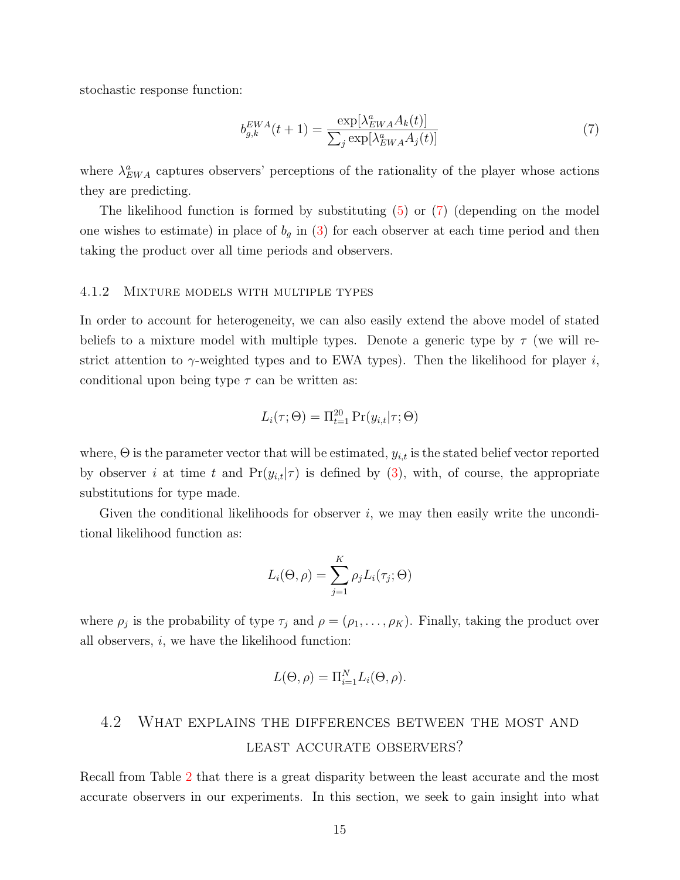stochastic response function:

$$b_{g,k}^{EWA}(t+1) = \frac{\exp[\lambda_{EWA}^{a} A_k(t)]}{\sum_j \exp[\lambda_{EWA}^{a} A_j(t)]} \tag{7}$$

where $\lambda_{EWA}^{a}$ captures observers' perceptions of the rationality of the player whose actions they are predicting.

The likelihood function is formed by substituting (5) or (7) (depending on the model one wishes to estimate) in place of $b_g$ in (3) for each observer at each time period and then taking the product over all time periods and observers.

### 4.1.2 Mixture models with multiple types

In order to account for heterogeneity, we can also easily extend the above model of stated beliefs to a mixture model with multiple types. Denote a generic type by $\tau$ (we will restrict attention to $\gamma$-weighted types and to EWA types). Then the likelihood for player $i$, conditional upon being type $\tau$ can be written as:

$$L_i(\tau;\Theta) = \Pi_{t=1}^{20} \Pr(y_{i,t}|\tau;\Theta)$$

where, $\Theta$ is the parameter vector that will be estimated, $y_{i,t}$ is the stated belief vector reported by observer $i$ at time $t$ and $\Pr(y_{i,t}|\tau)$ is defined by (3), with, of course, the appropriate substitutions for type made.

Given the conditional likelihoods for observer $i$, we may then easily write the unconditional likelihood function as:

$$L_i(\Theta,\rho) = \sum_{j=1}^{K} \rho_j L_i(\tau_j;\Theta)$$

where $\rho_j$ is the probability of type $\tau_j$ and $\rho = (\rho_1,\ldots,\rho_K)$. Finally, taking the product over all observers, $i$, we have the likelihood function:

$$L(\Theta,\rho) = \Pi_{i=1}^{N} L_i(\Theta,\rho).$$

## 4.2 What explains the differences between the most and least accurate observers?

Recall from Table 2 that there is a great disparity between the least accurate and the most accurate observers in our experiments. In this section, we seek to gain insight into what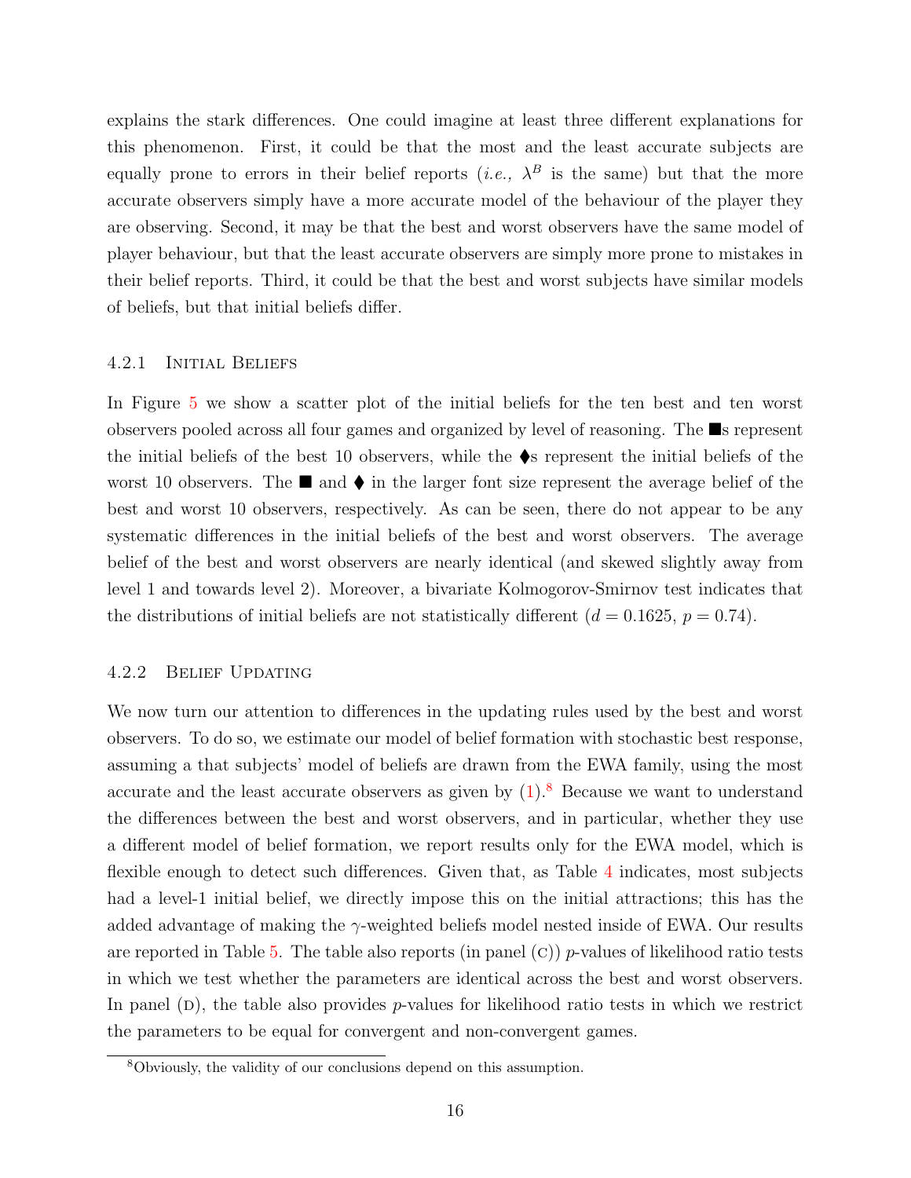explains the stark differences. One could imagine at least three different explanations for this phenomenon. First, it could be that the most and the least accurate subjects are equally prone to errors in their belief reports (*i.e.,* $\lambda^B$ is the same) but that the more accurate observers simply have a more accurate model of the behaviour of the player they are observing. Second, it may be that the best and worst observers have the same model of player behaviour, but that the least accurate observers are simply more prone to mistakes in their belief reports. Third, it could be that the best and worst subjects have similar models of beliefs, but that initial beliefs differ.

### 4.2.1 Initial Beliefs

In Figure 5 we show a scatter plot of the initial beliefs for the ten best and ten worst observers pooled across all four games and organized by level of reasoning. The ■s represent the initial beliefs of the best 10 observers, while the ⧫s represent the initial beliefs of the worst 10 observers. The ■ and ⧫ in the larger font size represent the average belief of the best and worst 10 observers, respectively. As can be seen, there do not appear to be any systematic differences in the initial beliefs of the best and worst observers. The average belief of the best and worst observers are nearly identical (and skewed slightly away from level 1 and towards level 2). Moreover, a bivariate Kolmogorov-Smirnov test indicates that the distributions of initial beliefs are not statistically different ($d = 0.1625$, $p = 0.74$).

### 4.2.2 Belief Updating

We now turn our attention to differences in the updating rules used by the best and worst observers. To do so, we estimate our model of belief formation with stochastic best response, assuming a that subjects' model of beliefs are drawn from the EWA family, using the most accurate and the least accurate observers as given by (1).[8] Because we want to understand the differences between the best and worst observers, and in particular, whether they use a different model of belief formation, we report results only for the EWA model, which is flexible enough to detect such differences. Given that, as Table 4 indicates, most subjects had a level-1 initial belief, we directly impose this on the initial attractions; this has the added advantage of making the $\gamma$-weighted beliefs model nested inside of EWA. Our results are reported in Table 5. The table also reports (in panel (c)) $p$-values of likelihood ratio tests in which we test whether the parameters are identical across the best and worst observers. In panel (d), the table also provides $p$-values for likelihood ratio tests in which we restrict the parameters to be equal for convergent and non-convergent games.

[8] Obviously, the validity of our conclusions depend on this assumption.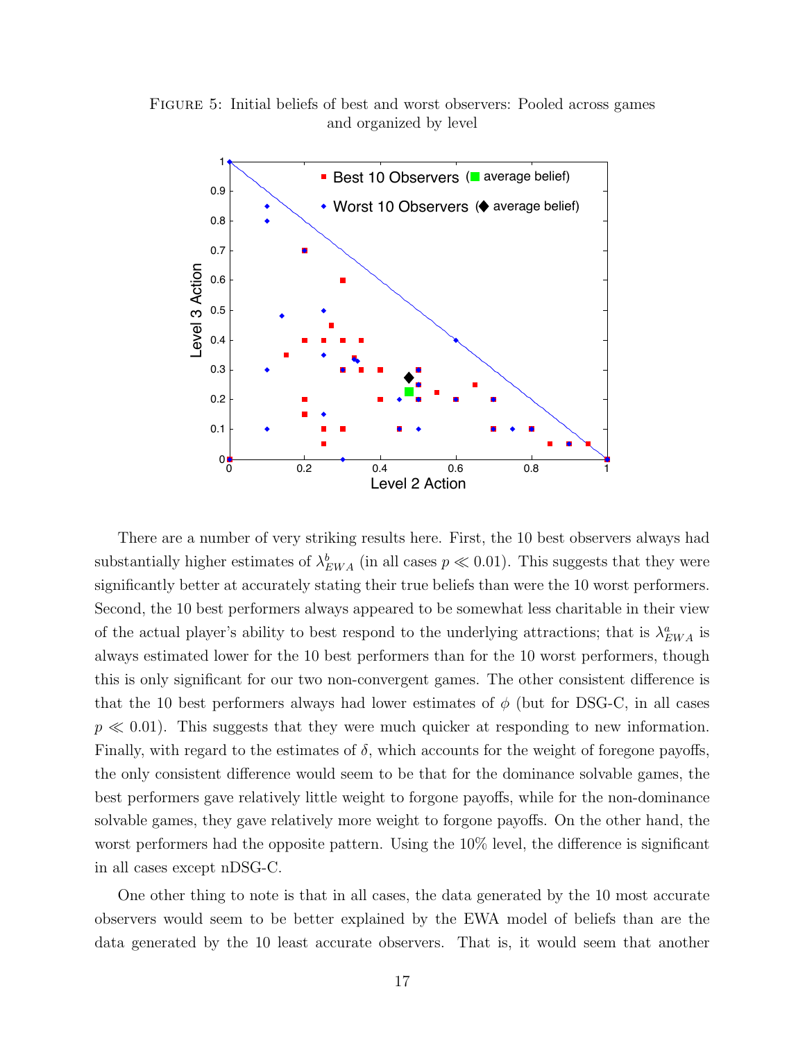FIGURE 5: Initial beliefs of best and worst observers: Pooled across games and organized by level

There are a number of very striking results here. First, the 10 best observers always had substantially higher estimates of $\lambda^b_{EWA}$ (in all cases $p \ll 0.01$). This suggests that they were significantly better at accurately stating their true beliefs than were the 10 worst performers. Second, the 10 best performers always appeared to be somewhat less charitable in their view of the actual player's ability to best respond to the underlying attractions; that is $\lambda^a_{EWA}$ is always estimated lower for the 10 best performers than for the 10 worst performers, though this is only significant for our two non-convergent games. The other consistent difference is that the 10 best performers always had lower estimates of $\phi$ (but for DSG-C, in all cases $p \ll 0.01$). This suggests that they were much quicker at responding to new information. Finally, with regard to the estimates of $\delta$, which accounts for the weight of foregone payoffs, the only consistent difference would seem to be that for the dominance solvable games, the best performers gave relatively little weight to forgone payoffs, while for the non-dominance solvable games, they gave relatively more weight to forgone payoffs. On the other hand, the worst performers had the opposite pattern. Using the 10% level, the difference is significant in all cases except nDSG-C.

One other thing to note is that in all cases, the data generated by the 10 most accurate observers would seem to be better explained by the EWA model of beliefs than are the data generated by the 10 least accurate observers. That is, it would seem that another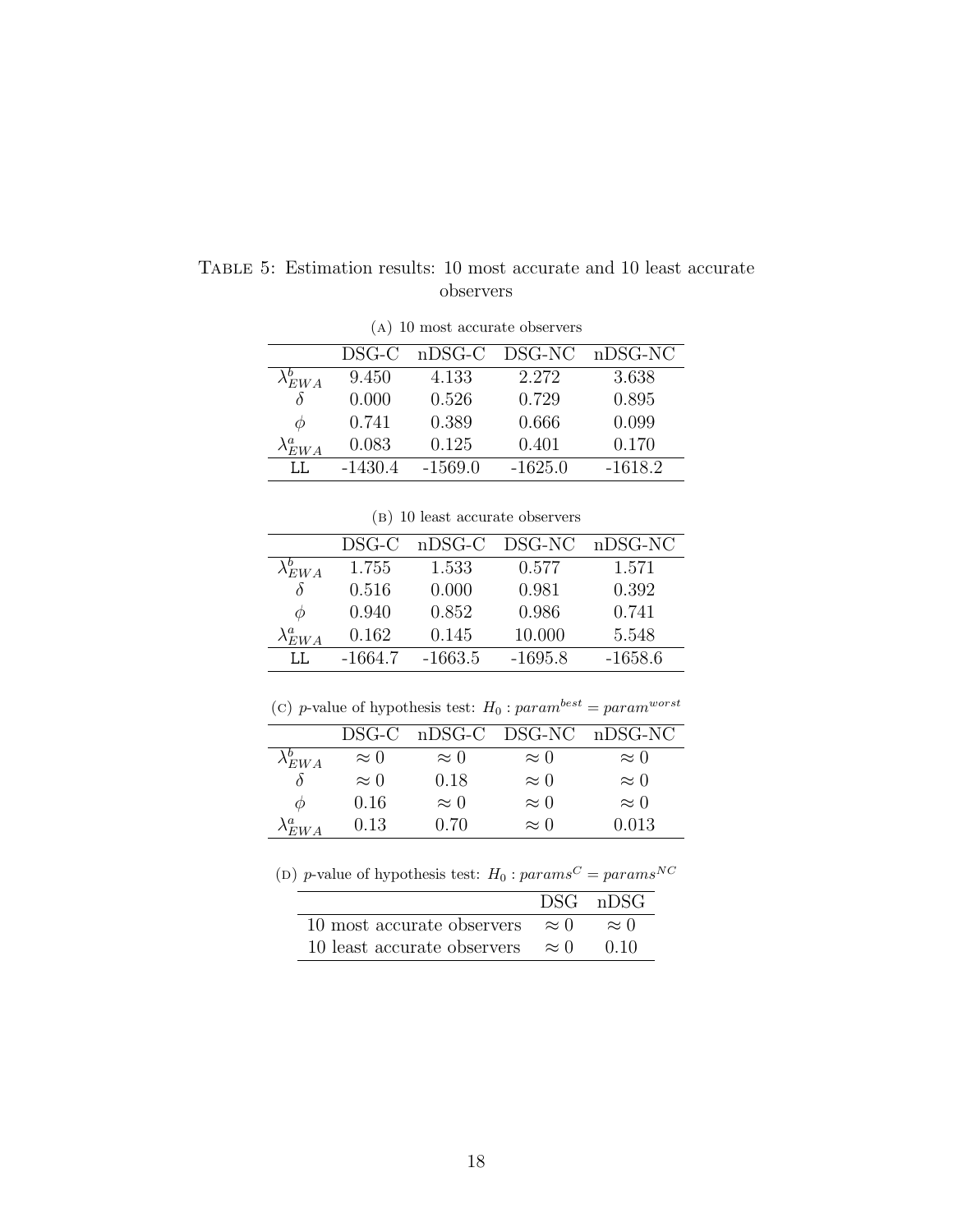Table 5: Estimation results: 10 most accurate and 10 least accurate observers

(a) 10 most accurate observers

| | DSG-C | nDSG-C | DSG-NC | nDSG-NC |
|---|---|---|---|---|
| $\lambda^b_{EWA}$ | 9.450 | 4.133 | 2.272 | 3.638 |
| $\delta$ | 0.000 | 0.526 | 0.729 | 0.895 |
| $\phi$ | 0.741 | 0.389 | 0.666 | 0.099 |
| $\lambda^a_{EWA}$ | 0.083 | 0.125 | 0.401 | 0.170 |
| LL | -1430.4 | -1569.0 | -1625.0 | -1618.2 |

(b) 10 least accurate observers

| | DSG-C | nDSG-C | DSG-NC | nDSG-NC |
|---|---|---|---|---|
| $\lambda^b_{EWA}$ | 1.755 | 1.533 | 0.577 | 1.571 |
| $\delta$ | 0.516 | 0.000 | 0.981 | 0.392 |
| $\phi$ | 0.940 | 0.852 | 0.986 | 0.741 |
| $\lambda^a_{EWA}$ | 0.162 | 0.145 | 10.000 | 5.548 |
| LL | -1664.7 | -1663.5 | -1695.8 | -1658.6 |

(c) $p$-value of hypothesis test: $H_0 : param^{best} = param^{worst}$

| | DSG-C | nDSG-C | DSG-NC | nDSG-NC |
|---|---|---|---|---|
| $\lambda^b_{EWA}$ | $\approx 0$ | $\approx 0$ | $\approx 0$ | $\approx 0$ |
| $\delta$ | $\approx 0$ | 0.18 | $\approx 0$ | $\approx 0$ |
| $\phi$ | 0.16 | $\approx 0$ | $\approx 0$ | $\approx 0$ |
| $\lambda^a_{EWA}$ | 0.13 | 0.70 | $\approx 0$ | 0.013 |

(d) $p$-value of hypothesis test: $H_0 : params^C = params^{NC}$

| | DSG | nDSG |
|---|---|---|
| 10 most accurate observers | $\approx 0$ | $\approx 0$ |
| 10 least accurate observers | $\approx 0$ | 0.10 |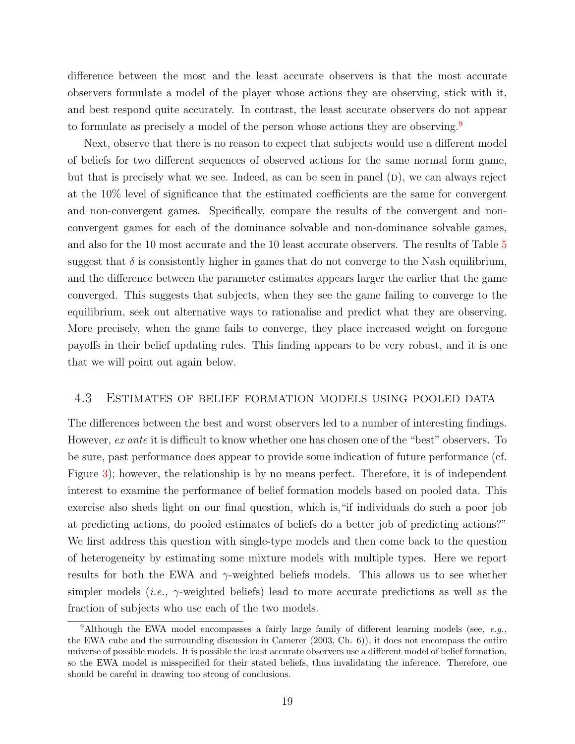difference between the most and the least accurate observers is that the most accurate observers formulate a model of the player whose actions they are observing, stick with it, and best respond quite accurately. In contrast, the least accurate observers do not appear to formulate as precisely a model of the person whose actions they are observing.[9]

Next, observe that there is no reason to expect that subjects would use a different model of beliefs for two different sequences of observed actions for the same normal form game, but that is precisely what we see. Indeed, as can be seen in panel (D), we can always reject at the 10% level of significance that the estimated coefficients are the same for convergent and non-convergent games. Specifically, compare the results of the convergent and non-convergent games for each of the dominance solvable and non-dominance solvable games, and also for the 10 most accurate and the 10 least accurate observers. The results of Table 5 suggest that $\delta$ is consistently higher in games that do not converge to the Nash equilibrium, and the difference between the parameter estimates appears larger the earlier that the game converged. This suggests that subjects, when they see the game failing to converge to the equilibrium, seek out alternative ways to rationalise and predict what they are observing. More precisely, when the game fails to converge, they place increased weight on foregone payoffs in their belief updating rules. This finding appears to be very robust, and it is one that we will point out again below.

### 4.3 Estimates of belief formation models using pooled data

The differences between the best and worst observers led to a number of interesting findings. However, *ex ante* it is difficult to know whether one has chosen one of the "best" observers. To be sure, past performance does appear to provide some indication of future performance (cf. Figure 3); however, the relationship is by no means perfect. Therefore, it is of independent interest to examine the performance of belief formation models based on pooled data. This exercise also sheds light on our final question, which is, "if individuals do such a poor job at predicting actions, do pooled estimates of beliefs do a better job of predicting actions?" We first address this question with single-type models and then come back to the question of heterogeneity by estimating some mixture models with multiple types. Here we report results for both the EWA and $\gamma$-weighted beliefs models. This allows us to see whether simpler models (*i.e.,* $\gamma$-weighted beliefs) lead to more accurate predictions as well as the fraction of subjects who use each of the two models.

[9] Although the EWA model encompasses a fairly large family of different learning models (see, *e.g.,* the EWA cube and the surrounding discussion in Camerer (2003, Ch. 6)), it does not encompass the entire universe of possible models. It is possible the least accurate observers use a different model of belief formation, so the EWA model is misspecified for their stated beliefs, thus invalidating the inference. Therefore, one should be careful in drawing too strong of conclusions.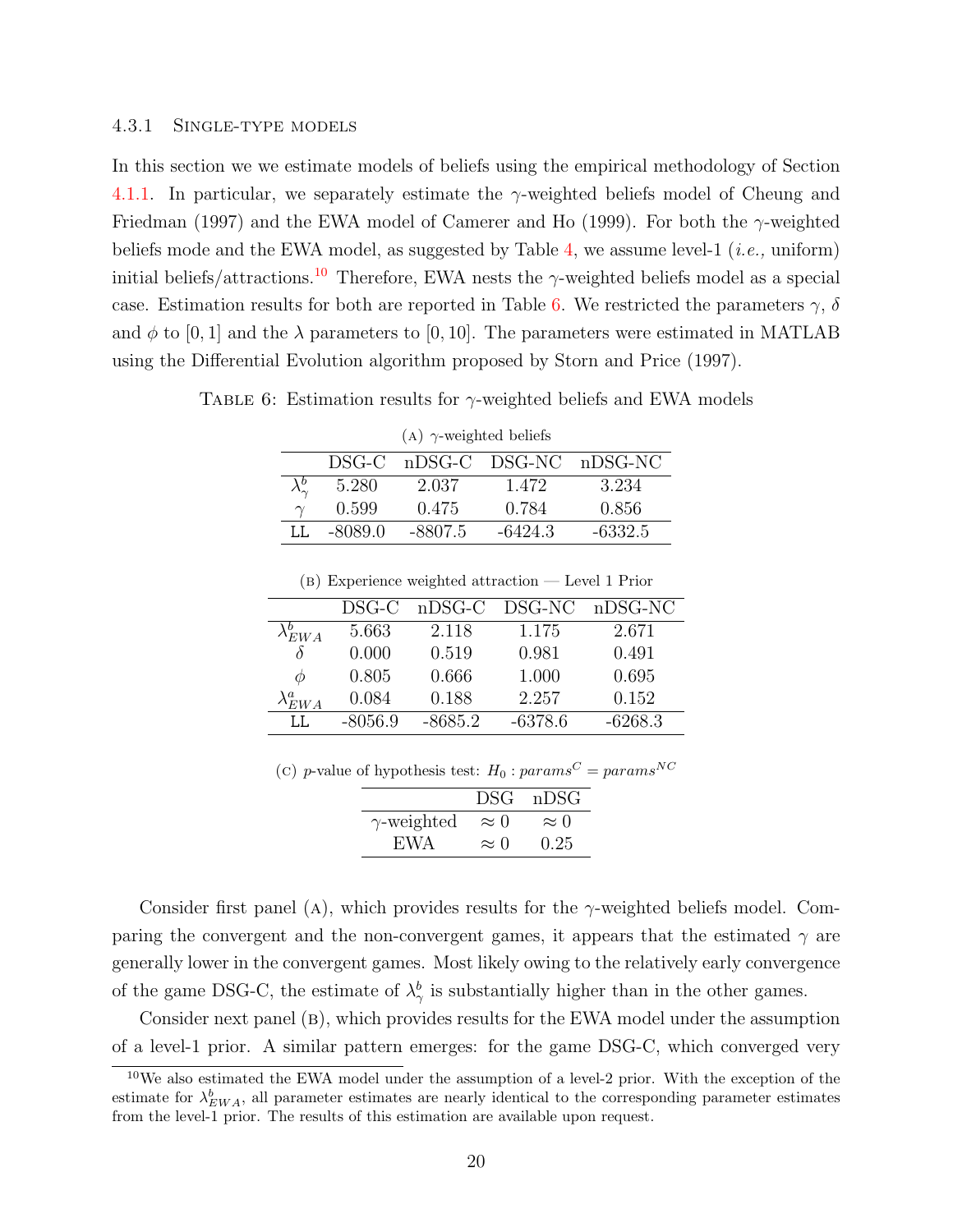#### 4.3.1 Single-type models

In this section we we estimate models of beliefs using the empirical methodology of Section 4.1.1. In particular, we separately estimate the $\gamma$-weighted beliefs model of Cheung and Friedman (1997) and the EWA model of Camerer and Ho (1999). For both the $\gamma$-weighted beliefs mode and the EWA model, as suggested by Table 4, we assume level-1 (*i.e.,* uniform) initial beliefs/attractions.[10] Therefore, EWA nests the $\gamma$-weighted beliefs model as a special case. Estimation results for both are reported in Table 6. We restricted the parameters $\gamma$, $\delta$ and $\phi$ to $[0, 1]$ and the $\lambda$ parameters to $[0, 10]$. The parameters were estimated in MATLAB using the Differential Evolution algorithm proposed by Storn and Price (1997).

Table 6: Estimation results for $\gamma$-weighted beliefs and EWA models

(a) $\gamma$-weighted beliefs

| | DSG-C | nDSG-C | DSG-NC | nDSG-NC |
|---|---|---|---|---|
| $\lambda^b_\gamma$ | 5.280 | 2.037 | 1.472 | 3.234 |
| $\gamma$ | 0.599 | 0.475 | 0.784 | 0.856 |
| LL | -8089.0 | -8807.5 | -6424.3 | -6332.5 |

(b) Experience weighted attraction — Level 1 Prior

| | DSG-C | nDSG-C | DSG-NC | nDSG-NC |
|---|---|---|---|---|
| $\lambda^b_{EWA}$ | 5.663 | 2.118 | 1.175 | 2.671 |
| $\delta$ | 0.000 | 0.519 | 0.981 | 0.491 |
| $\phi$ | 0.805 | 0.666 | 1.000 | 0.695 |
| $\lambda^a_{EWA}$ | 0.084 | 0.188 | 2.257 | 0.152 |
| LL | -8056.9 | -8685.2 | -6378.6 | -6268.3 |

(c) $p$-value of hypothesis test: $H_0 : params^C = params^{NC}$

| | DSG | nDSG |
|---|---|---|
| $\gamma$-weighted | $\approx 0$ | $\approx 0$ |
| EWA | $\approx 0$ | 0.25 |

Consider first panel (a), which provides results for the $\gamma$-weighted beliefs model. Comparing the convergent and the non-convergent games, it appears that the estimated $\gamma$ are generally lower in the convergent games. Most likely owing to the relatively early convergence of the game DSG-C, the estimate of $\lambda^b_\gamma$ is substantially higher than in the other games.

Consider next panel (b), which provides results for the EWA model under the assumption of a level-1 prior. A similar pattern emerges: for the game DSG-C, which converged very

[10] We also estimated the EWA model under the assumption of a level-2 prior. With the exception of the estimate for $\lambda^b_{EWA}$, all parameter estimates are nearly identical to the corresponding parameter estimates from the level-1 prior. The results of this estimation are available upon request.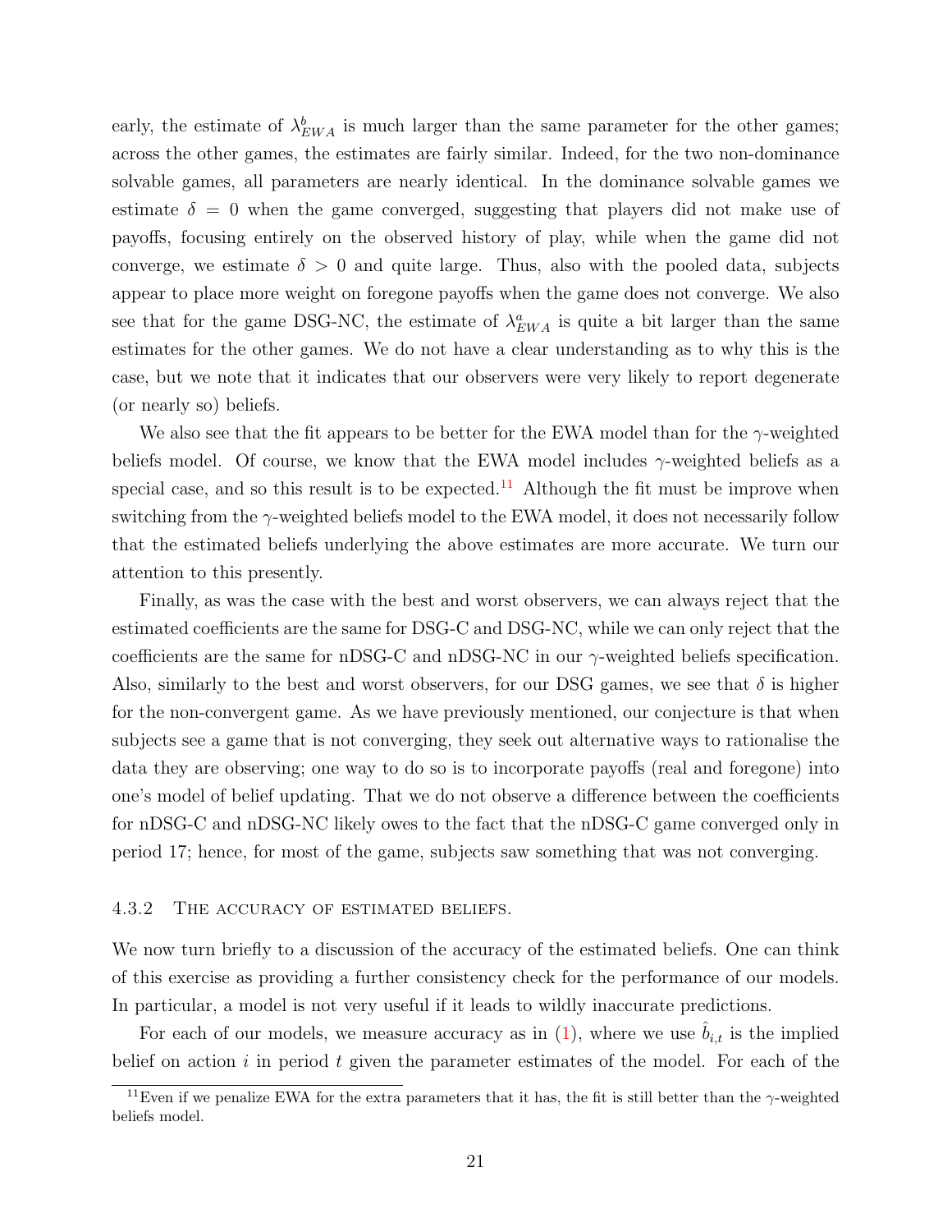early, the estimate of $\lambda^b_{EWA}$ is much larger than the same parameter for the other games; across the other games, the estimates are fairly similar. Indeed, for the two non-dominance solvable games, all parameters are nearly identical. In the dominance solvable games we estimate $\delta = 0$ when the game converged, suggesting that players did not make use of payoffs, focusing entirely on the observed history of play, while when the game did not converge, we estimate $\delta > 0$ and quite large. Thus, also with the pooled data, subjects appear to place more weight on foregone payoffs when the game does not converge. We also see that for the game DSG-NC, the estimate of $\lambda^a_{EWA}$ is quite a bit larger than the same estimates for the other games. We do not have a clear understanding as to why this is the case, but we note that it indicates that our observers were very likely to report degenerate (or nearly so) beliefs.

We also see that the fit appears to be better for the EWA model than for the $\gamma$-weighted beliefs model. Of course, we know that the EWA model includes $\gamma$-weighted beliefs as a special case, and so this result is to be expected.[11] Although the fit must be improve when switching from the $\gamma$-weighted beliefs model to the EWA model, it does not necessarily follow that the estimated beliefs underlying the above estimates are more accurate. We turn our attention to this presently.

Finally, as was the case with the best and worst observers, we can always reject that the estimated coefficients are the same for DSG-C and DSG-NC, while we can only reject that the coefficients are the same for nDSG-C and nDSG-NC in our $\gamma$-weighted beliefs specification. Also, similarly to the best and worst observers, for our DSG games, we see that $\delta$ is higher for the non-convergent game. As we have previously mentioned, our conjecture is that when subjects see a game that is not converging, they seek out alternative ways to rationalise the data they are observing; one way to do so is to incorporate payoffs (real and foregone) into one's model of belief updating. That we do not observe a difference between the coefficients for nDSG-C and nDSG-NC likely owes to the fact that the nDSG-C game converged only in period 17; hence, for most of the game, subjects saw something that was not converging.

#### 4.3.2 The accuracy of estimated beliefs.

We now turn briefly to a discussion of the accuracy of the estimated beliefs. One can think of this exercise as providing a further consistency check for the performance of our models. In particular, a model is not very useful if it leads to wildly inaccurate predictions.

For each of our models, we measure accuracy as in (1), where we use $\hat{b}_{i,t}$ is the implied belief on action $i$ in period $t$ given the parameter estimates of the model. For each of the

[11] Even if we penalize EWA for the extra parameters that it has, the fit is still better than the $\gamma$-weighted beliefs model.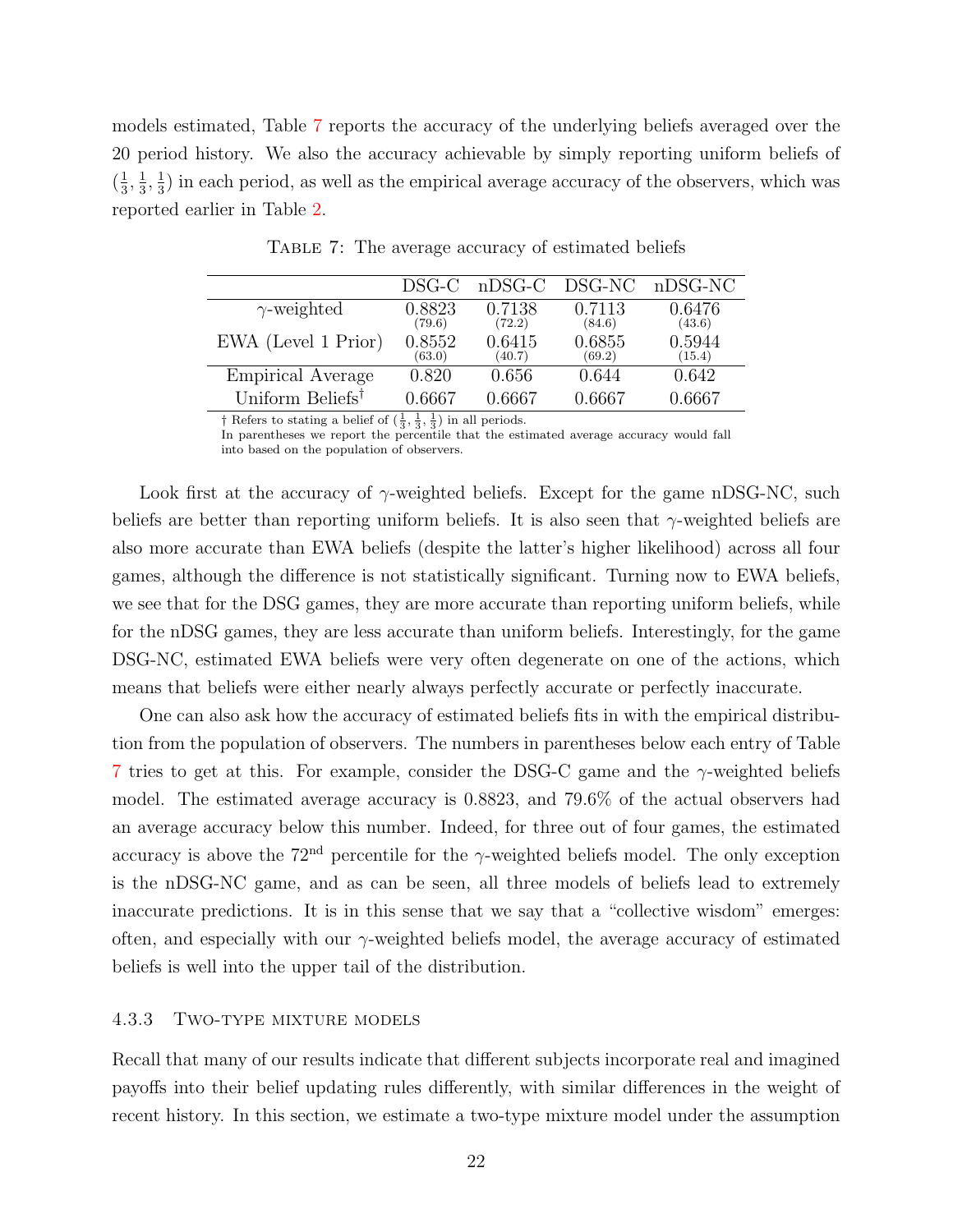models estimated, Table 7 reports the accuracy of the underlying beliefs averaged over the 20 period history. We also the accuracy achievable by simply reporting uniform beliefs of $(\frac{1}{3}, \frac{1}{3}, \frac{1}{3})$ in each period, as well as the empirical average accuracy of the observers, which was reported earlier in Table 2.

Table 7: The average accuracy of estimated beliefs

| | DSG-C | nDSG-C | DSG-NC | nDSG-NC |
|---|---|---|---|---|
| $\gamma$-weighted | 0.8823 (79.6) | 0.7138 (72.2) | 0.7113 (84.6) | 0.6476 (43.6) |
| EWA (Level 1 Prior) | 0.8552 (63.0) | 0.6415 (40.7) | 0.6855 (69.2) | 0.5944 (15.4) |
| Empirical Average | 0.820 | 0.656 | 0.644 | 0.642 |
| Uniform Beliefs† | 0.6667 | 0.6667 | 0.6667 | 0.6667 |

† Refers to stating a belief of $(\frac{1}{3}, \frac{1}{3}, \frac{1}{3})$ in all periods.
In parentheses we report the percentile that the estimated average accuracy would fall into based on the population of observers.

Look first at the accuracy of $\gamma$-weighted beliefs. Except for the game nDSG-NC, such beliefs are better than reporting uniform beliefs. It is also seen that $\gamma$-weighted beliefs are also more accurate than EWA beliefs (despite the latter's higher likelihood) across all four games, although the difference is not statistically significant. Turning now to EWA beliefs, we see that for the DSG games, they are more accurate than reporting uniform beliefs, while for the nDSG games, they are less accurate than uniform beliefs. Interestingly, for the game DSG-NC, estimated EWA beliefs were very often degenerate on one of the actions, which means that beliefs were either nearly always perfectly accurate or perfectly inaccurate.

One can also ask how the accuracy of estimated beliefs fits in with the empirical distribution from the population of observers. The numbers in parentheses below each entry of Table 7 tries to get at this. For example, consider the DSG-C game and the $\gamma$-weighted beliefs model. The estimated average accuracy is 0.8823, and 79.6% of the actual observers had an average accuracy below this number. Indeed, for three out of four games, the estimated accuracy is above the $72^{\text{nd}}$ percentile for the $\gamma$-weighted beliefs model. The only exception is the nDSG-NC game, and as can be seen, all three models of beliefs lead to extremely inaccurate predictions. It is in this sense that we say that a "collective wisdom" emerges: often, and especially with our $\gamma$-weighted beliefs model, the average accuracy of estimated beliefs is well into the upper tail of the distribution.

#### 4.3.3 Two-type mixture models

Recall that many of our results indicate that different subjects incorporate real and imagined payoffs into their belief updating rules differently, with similar differences in the weight of recent history. In this section, we estimate a two-type mixture model under the assumption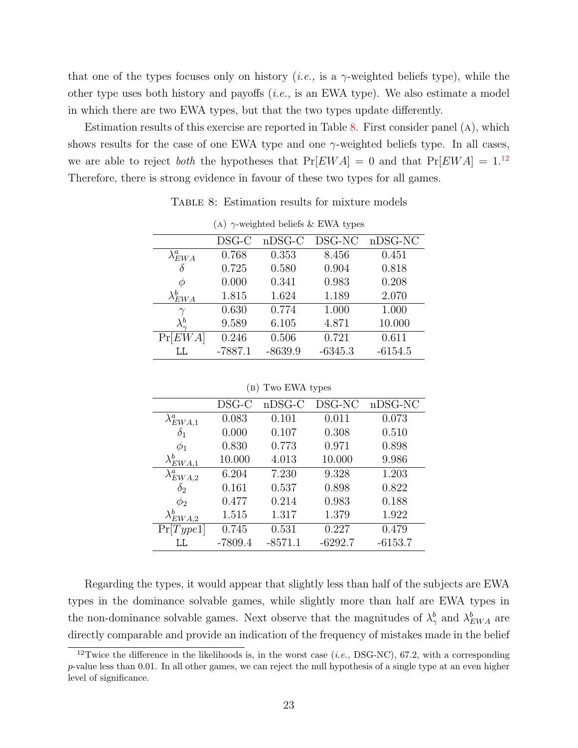that one of the types focuses only on history (*i.e.,* is a $\gamma$-weighted beliefs type), while the other type uses both history and payoffs (*i.e.,* is an EWA type). We also estimate a model in which there are two EWA types, but that the two types update differently.

Estimation results of this exercise are reported in Table 8. First consider panel (A), which shows results for the case of one EWA type and one $\gamma$-weighted beliefs type. In all cases, we are able to reject *both* the hypotheses that $\Pr[EWA] = 0$ and that $\Pr[EWA] = 1$.[12] Therefore, there is strong evidence in favour of these two types for all games.

TABLE 8: Estimation results for mixture models

(A) $\gamma$-weighted beliefs & EWA types

| | DSG-C | nDSG-C | DSG-NC | nDSG-NC |
|---|---|---|---|---|
| $\lambda^a_{EWA}$ | 0.768 | 0.353 | 8.456 | 0.451 |
| $\delta$ | 0.725 | 0.580 | 0.904 | 0.818 |
| $\phi$ | 0.000 | 0.341 | 0.983 | 0.208 |
| $\lambda^b_{EWA}$ | 1.815 | 1.624 | 1.189 | 2.070 |
| $\gamma$ | 0.630 | 0.774 | 1.000 | 1.000 |
| $\lambda^b_{\gamma}$ | 9.589 | 6.105 | 4.871 | 10.000 |
| $\Pr[EWA]$ | 0.246 | 0.506 | 0.721 | 0.611 |
| LL | -7887.1 | -8639.9 | -6345.3 | -6154.5 |

(B) Two EWA types

| | DSG-C | nDSG-C | DSG-NC | nDSG-NC |
|---|---|---|---|---|
| $\lambda^a_{EWA,1}$ | 0.083 | 0.101 | 0.011 | 0.073 |
| $\delta_1$ | 0.000 | 0.107 | 0.308 | 0.510 |
| $\phi_1$ | 0.830 | 0.773 | 0.971 | 0.898 |
| $\lambda^b_{EWA,1}$ | 10.000 | 4.013 | 10.000 | 9.986 |
| $\lambda^a_{EWA,2}$ | 6.204 | 7.230 | 9.328 | 1.203 |
| $\delta_2$ | 0.161 | 0.537 | 0.898 | 0.822 |
| $\phi_2$ | 0.477 | 0.214 | 0.983 | 0.188 |
| $\lambda^b_{EWA,2}$ | 1.515 | 1.317 | 1.379 | 1.922 |
| $\Pr[Type1]$ | 0.745 | 0.531 | 0.227 | 0.479 |
| LL | -7809.4 | -8571.1 | -6292.7 | -6153.7 |

Regarding the types, it would appear that slightly less than half of the subjects are EWA types in the dominance solvable games, while slightly more than half are EWA types in the non-dominance solvable games. Next observe that the magnitudes of $\lambda^b_{\gamma}$ and $\lambda^b_{EWA}$ are directly comparable and provide an indication of the frequency of mistakes made in the belief

[12] Twice the difference in the likelihoods is, in the worst case (*i.e.,* DSG-NC), 67.2, with a corresponding $p$-value less than 0.01. In all other games, we can reject the null hypothesis of a single type at an even higher level of significance.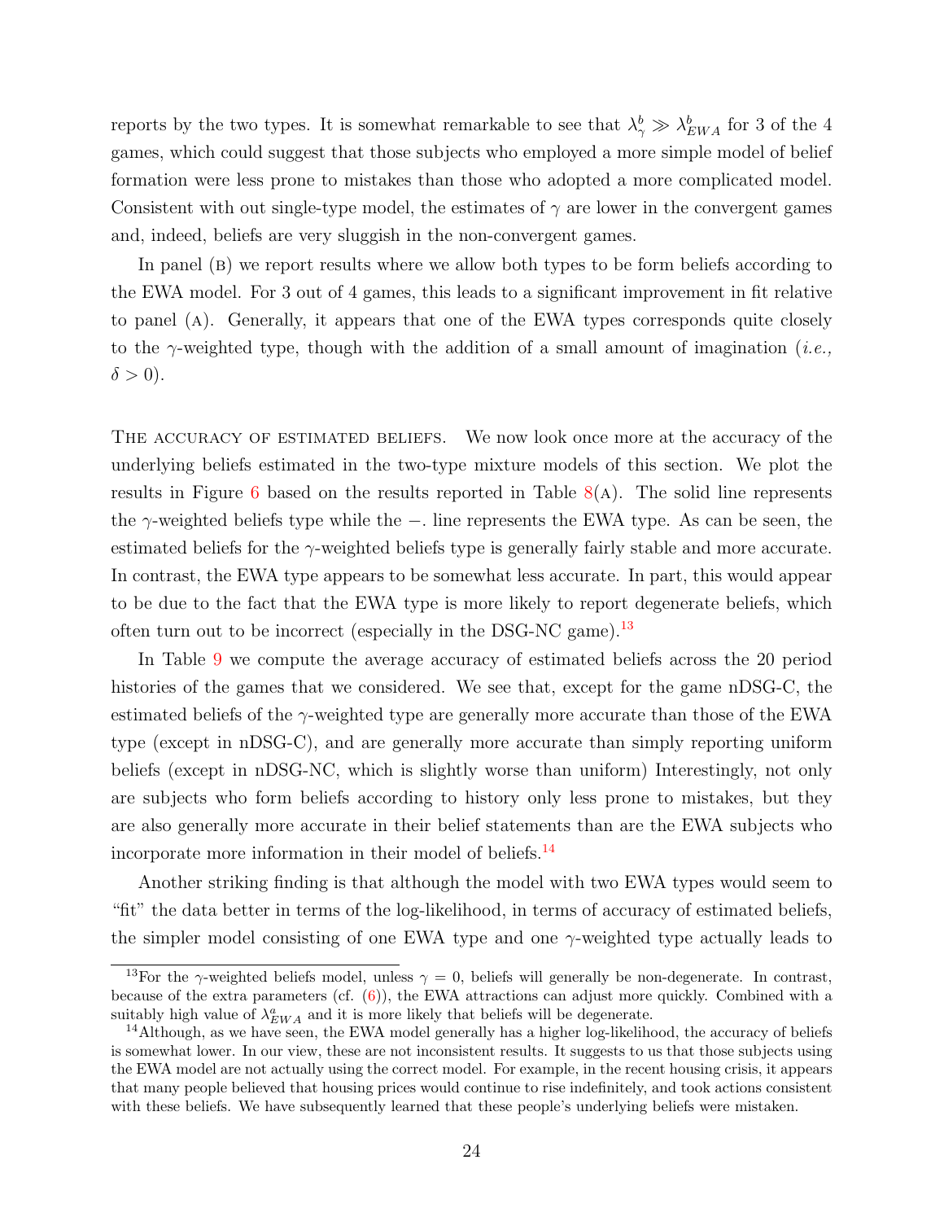reports by the two types. It is somewhat remarkable to see that $\lambda^b_\gamma \gg \lambda^b_{EWA}$ for 3 of the 4 games, which could suggest that those subjects who employed a more simple model of belief formation were less prone to mistakes than those who adopted a more complicated model. Consistent with out single-type model, the estimates of $\gamma$ are lower in the convergent games and, indeed, beliefs are very sluggish in the non-convergent games.

In panel (B) we report results where we allow both types to be form beliefs according to the EWA model. For 3 out of 4 games, this leads to a significant improvement in fit relative to panel (A). Generally, it appears that one of the EWA types corresponds quite closely to the $\gamma$-weighted type, though with the addition of a small amount of imagination (*i.e.,* $\delta > 0$).

The accuracy of estimated beliefs. We now look once more at the accuracy of the underlying beliefs estimated in the two-type mixture models of this section. We plot the results in Figure 6 based on the results reported in Table 8(A). The solid line represents the $\gamma$-weighted beliefs type while the −. line represents the EWA type. As can be seen, the estimated beliefs for the $\gamma$-weighted beliefs type is generally fairly stable and more accurate. In contrast, the EWA type appears to be somewhat less accurate. In part, this would appear to be due to the fact that the EWA type is more likely to report degenerate beliefs, which often turn out to be incorrect (especially in the DSG-NC game).[13]

In Table 9 we compute the average accuracy of estimated beliefs across the 20 period histories of the games that we considered. We see that, except for the game nDSG-C, the estimated beliefs of the $\gamma$-weighted type are generally more accurate than those of the EWA type (except in nDSG-C), and are generally more accurate than simply reporting uniform beliefs (except in nDSG-NC, which is slightly worse than uniform) Interestingly, not only are subjects who form beliefs according to history only less prone to mistakes, but they are also generally more accurate in their belief statements than are the EWA subjects who incorporate more information in their model of beliefs.[14]

Another striking finding is that although the model with two EWA types would seem to "fit" the data better in terms of the log-likelihood, in terms of accuracy of estimated beliefs, the simpler model consisting of one EWA type and one $\gamma$-weighted type actually leads to

[13] For the $\gamma$-weighted beliefs model, unless $\gamma = 0$, beliefs will generally be non-degenerate. In contrast, because of the extra parameters (cf. (6)), the EWA attractions can adjust more quickly. Combined with a suitably high value of $\lambda^a_{EWA}$ and it is more likely that beliefs will be degenerate.

[14] Although, as we have seen, the EWA model generally has a higher log-likelihood, the accuracy of beliefs is somewhat lower. In our view, these are not inconsistent results. It suggests to us that those subjects using the EWA model are not actually using the correct model. For example, in the recent housing crisis, it appears that many people believed that housing prices would continue to rise indefinitely, and took actions consistent with these beliefs. We have subsequently learned that these people's underlying beliefs were mistaken.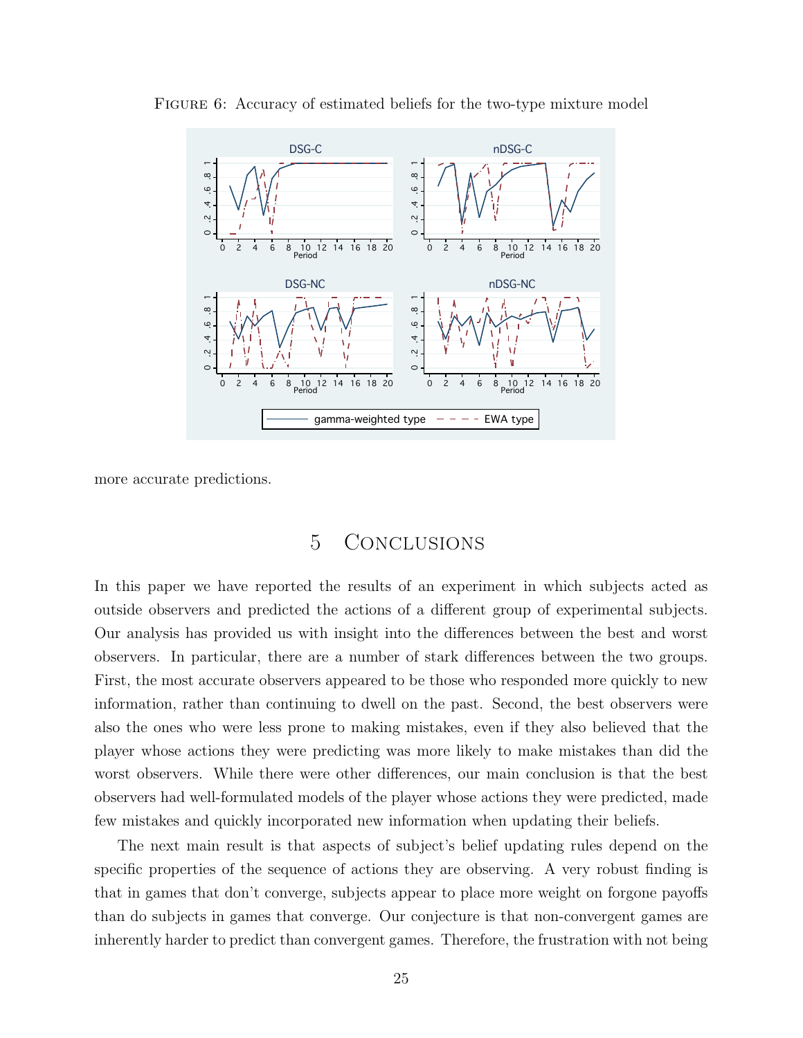Figure 6: Accuracy of estimated beliefs for the two-type mixture model

more accurate predictions.

# 5 Conclusions

In this paper we have reported the results of an experiment in which subjects acted as outside observers and predicted the actions of a different group of experimental subjects. Our analysis has provided us with insight into the differences between the best and worst observers. In particular, there are a number of stark differences between the two groups. First, the most accurate observers appeared to be those who responded more quickly to new information, rather than continuing to dwell on the past. Second, the best observers were also the ones who were less prone to making mistakes, even if they also believed that the player whose actions they were predicting was more likely to make mistakes than did the worst observers. While there were other differences, our main conclusion is that the best observers had well-formulated models of the player whose actions they were predicted, made few mistakes and quickly incorporated new information when updating their beliefs.

The next main result is that aspects of subject's belief updating rules depend on the specific properties of the sequence of actions they are observing. A very robust finding is that in games that don't converge, subjects appear to place more weight on forgone payoffs than do subjects in games that converge. Our conjecture is that non-convergent games are inherently harder to predict than convergent games. Therefore, the frustration with not being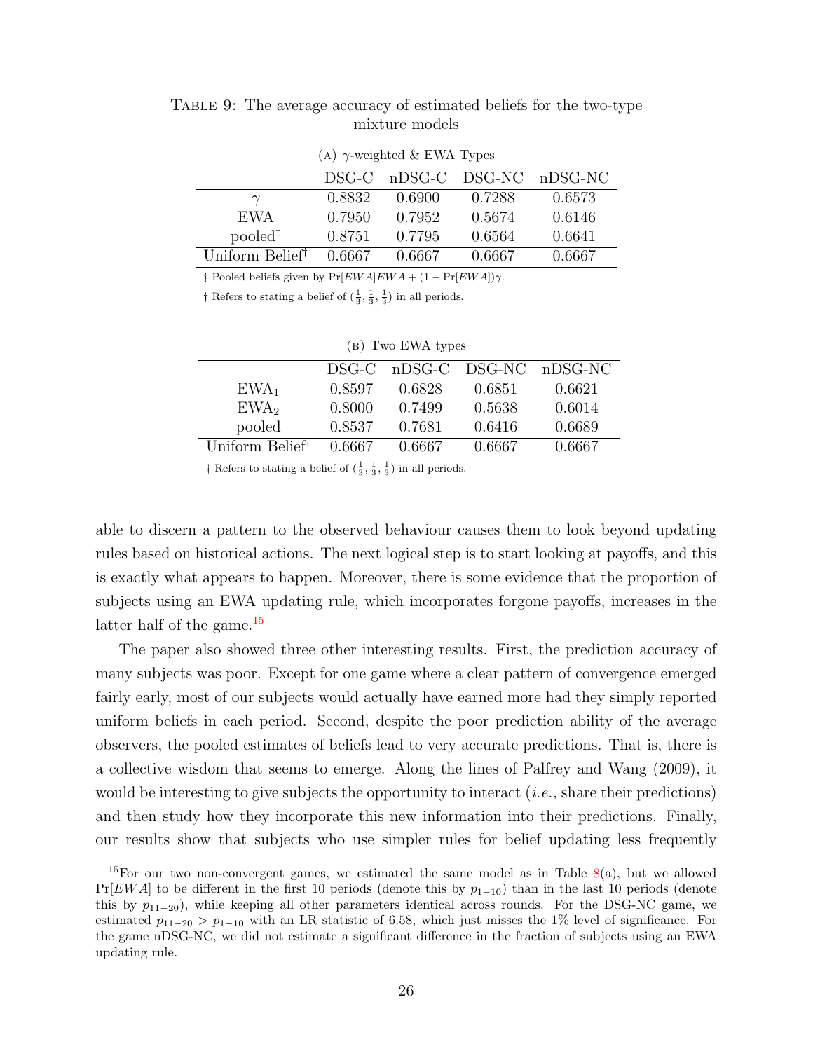TABLE 9: The average accuracy of estimated beliefs for the two-type mixture models

(A) $\gamma$-weighted & EWA Types

| | DSG-C | nDSG-C | DSG-NC | nDSG-NC |
|---|---|---|---|---|
| $\gamma$ | 0.8832 | 0.6900 | 0.7288 | 0.6573 |
| EWA | 0.7950 | 0.7952 | 0.5674 | 0.6146 |
| pooled‡ | 0.8751 | 0.7795 | 0.6564 | 0.6641 |
| Uniform Belief† | 0.6667 | 0.6667 | 0.6667 | 0.6667 |

‡ Pooled beliefs given by $\Pr[EWA]EWA + (1 - \Pr[EWA])\gamma$.

† Refers to stating a belief of $(\frac{1}{3}, \frac{1}{3}, \frac{1}{3})$ in all periods.

(B) Two EWA types

| | DSG-C | nDSG-C | DSG-NC | nDSG-NC |
|---|---|---|---|---|
| $EWA_1$ | 0.8597 | 0.6828 | 0.6851 | 0.6621 |
| $EWA_2$ | 0.8000 | 0.7499 | 0.5638 | 0.6014 |
| pooled | 0.8537 | 0.7681 | 0.6416 | 0.6689 |
| Uniform Belief† | 0.6667 | 0.6667 | 0.6667 | 0.6667 |

† Refers to stating a belief of $(\frac{1}{3}, \frac{1}{3}, \frac{1}{3})$ in all periods.

able to discern a pattern to the observed behaviour causes them to look beyond updating rules based on historical actions. The next logical step is to start looking at payoffs, and this is exactly what appears to happen. Moreover, there is some evidence that the proportion of subjects using an EWA updating rule, which incorporates forgone payoffs, increases in the latter half of the game.[15]

The paper also showed three other interesting results. First, the prediction accuracy of many subjects was poor. Except for one game where a clear pattern of convergence emerged fairly early, most of our subjects would actually have earned more had they simply reported uniform beliefs in each period. Second, despite the poor prediction ability of the average observers, the pooled estimates of beliefs lead to very accurate predictions. That is, there is a collective wisdom that seems to emerge. Along the lines of Palfrey and Wang (2009), it would be interesting to give subjects the opportunity to interact (*i.e.,* share their predictions) and then study how they incorporate this new information into their predictions. Finally, our results show that subjects who use simpler rules for belief updating less frequently

[15] For our two non-convergent games, we estimated the same model as in Table 8(a), but we allowed $\Pr[EWA]$ to be different in the first 10 periods (denote this by $p_{1-10}$) than in the last 10 periods (denote this by $p_{11-20}$), while keeping all other parameters identical across rounds. For the DSG-NC game, we estimated $p_{11-20} > p_{1-10}$ with an LR statistic of 6.58, which just misses the 1% level of significance. For the game nDSG-NC, we did not estimate a significant difference in the fraction of subjects using an EWA updating rule.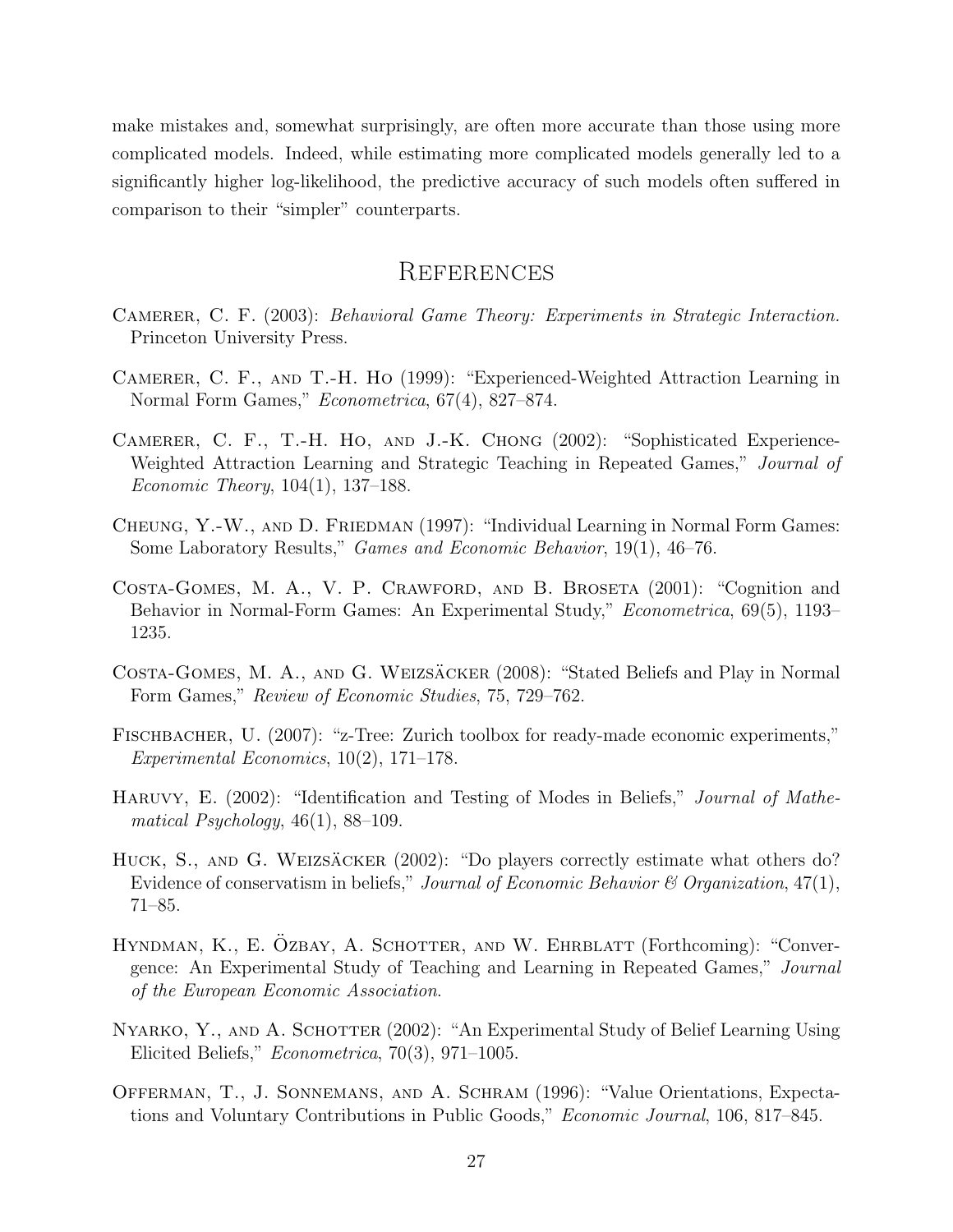make mistakes and, somewhat surprisingly, are often more accurate than those using more complicated models. Indeed, while estimating more complicated models generally led to a significantly higher log-likelihood, the predictive accuracy of such models often suffered in comparison to their "simpler" counterparts.

# References

Camerer, C. F. (2003): *Behavioral Game Theory: Experiments in Strategic Interaction.* Princeton University Press.

Camerer, C. F., and T.-H. Ho (1999): "Experienced-Weighted Attraction Learning in Normal Form Games," *Econometrica*, 67(4), 827–874.

Camerer, C. F., T.-H. Ho, and J.-K. Chong (2002): "Sophisticated Experience-Weighted Attraction Learning and Strategic Teaching in Repeated Games," *Journal of Economic Theory*, 104(1), 137–188.

Cheung, Y.-W., and D. Friedman (1997): "Individual Learning in Normal Form Games: Some Laboratory Results," *Games and Economic Behavior*, 19(1), 46–76.

Costa-Gomes, M. A., V. P. Crawford, and B. Broseta (2001): "Cognition and Behavior in Normal-Form Games: An Experimental Study," *Econometrica*, 69(5), 1193–1235.

Costa-Gomes, M. A., and G. Weizsäcker (2008): "Stated Beliefs and Play in Normal Form Games," *Review of Economic Studies*, 75, 729–762.

Fischbacher, U. (2007): "z-Tree: Zurich toolbox for ready-made economic experiments," *Experimental Economics*, 10(2), 171–178.

Haruvy, E. (2002): "Identification and Testing of Modes in Beliefs," *Journal of Mathematical Psychology*, 46(1), 88–109.

Huck, S., and G. Weizsäcker (2002): "Do players correctly estimate what others do? Evidence of conservatism in beliefs," *Journal of Economic Behavior & Organization*, 47(1), 71–85.

Hyndman, K., E. Özbay, A. Schotter, and W. Ehrblatt (Forthcoming): "Convergence: An Experimental Study of Teaching and Learning in Repeated Games," *Journal of the European Economic Association*.

Nyarko, Y., and A. Schotter (2002): "An Experimental Study of Belief Learning Using Elicited Beliefs," *Econometrica*, 70(3), 971–1005.

Offerman, T., J. Sonnemans, and A. Schram (1996): "Value Orientations, Expectations and Voluntary Contributions in Public Goods," *Economic Journal*, 106, 817–845.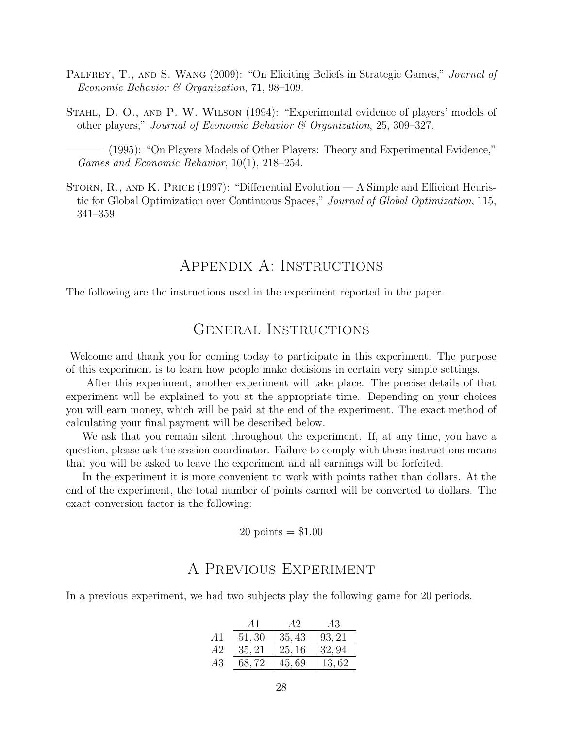Palfrey, T., and S. Wang (2009): "On Eliciting Beliefs in Strategic Games," *Journal of Economic Behavior & Organization*, 71, 98–109.

Stahl, D. O., and P. W. Wilson (1994): "Experimental evidence of players' models of other players," *Journal of Economic Behavior & Organization*, 25, 309–327.

——— (1995): "On Players Models of Other Players: Theory and Experimental Evidence," *Games and Economic Behavior*, 10(1), 218–254.

Storn, R., and K. Price (1997): "Differential Evolution — A Simple and Efficient Heuristic for Global Optimization over Continuous Spaces," *Journal of Global Optimization*, 115, 341–359.

# Appendix A: Instructions

The following are the instructions used in the experiment reported in the paper.

# General Instructions

Welcome and thank you for coming today to participate in this experiment. The purpose of this experiment is to learn how people make decisions in certain very simple settings.

After this experiment, another experiment will take place. The precise details of that experiment will be explained to you at the appropriate time. Depending on your choices you will earn money, which will be paid at the end of the experiment. The exact method of calculating your final payment will be described below.

We ask that you remain silent throughout the experiment. If, at any time, you have a question, please ask the session coordinator. Failure to comply with these instructions means that you will be asked to leave the experiment and all earnings will be forfeited.

In the experiment it is more convenient to work with points rather than dollars. At the end of the experiment, the total number of points earned will be converted to dollars. The exact conversion factor is the following:

$$20 \text{ points} = \$1.00$$

# A Previous Experiment

In a previous experiment, we had two subjects play the following game for 20 periods.

| | $A1$ | $A2$ | $A3$ |
|---|---|---|---|
| $A1$ | 51, 30 | 35, 43 | 93, 21 |
| $A2$ | 35, 21 | 25, 16 | 32, 94 |
| $A3$ | 68, 72 | 45, 69 | 13, 62 |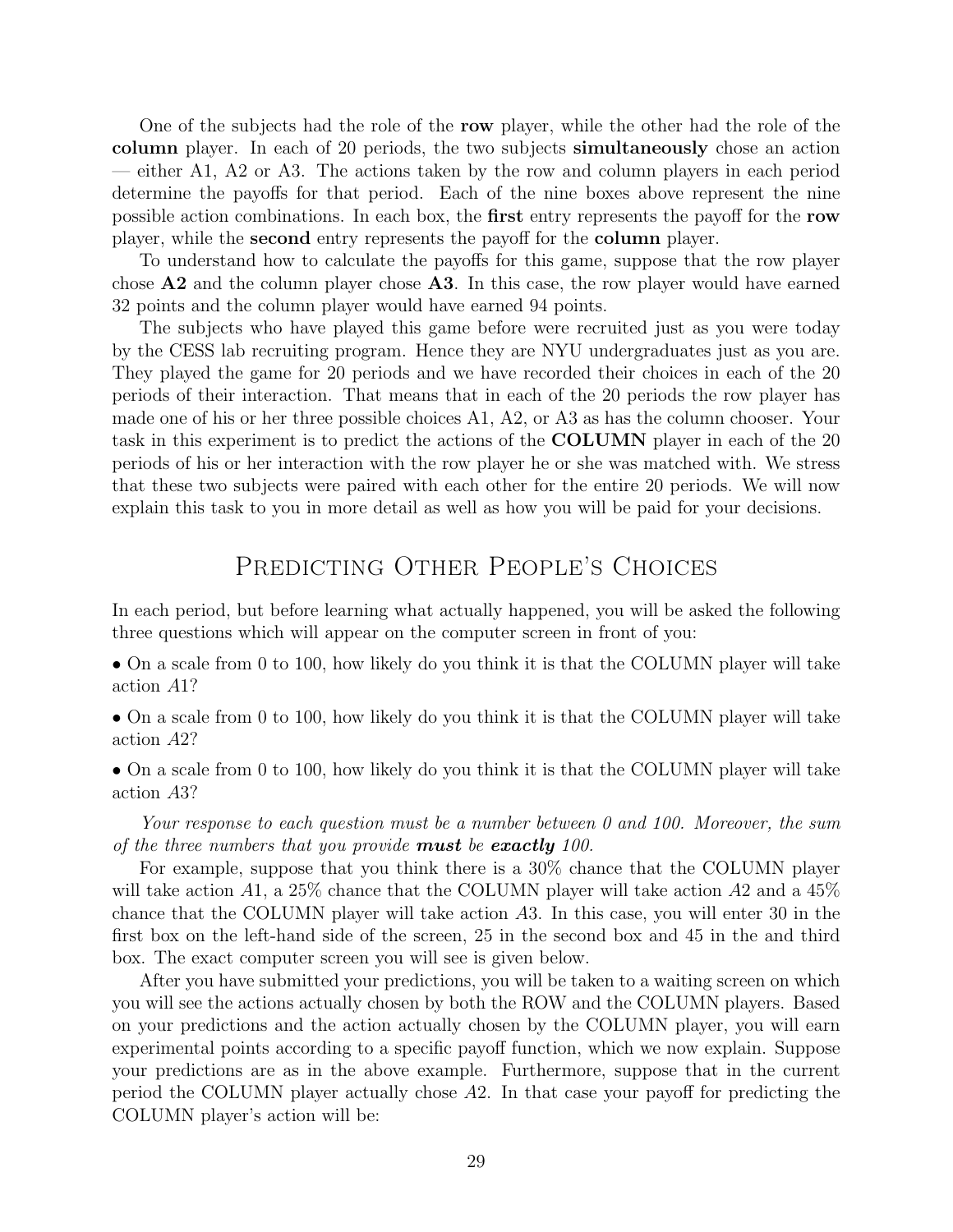One of the subjects had the role of the **row** player, while the other had the role of the **column** player. In each of 20 periods, the two subjects **simultaneously** chose an action — either A1, A2 or A3. The actions taken by the row and column players in each period determine the payoffs for that period. Each of the nine boxes above represent the nine possible action combinations. In each box, the **first** entry represents the payoff for the **row** player, while the **second** entry represents the payoff for the **column** player.

To understand how to calculate the payoffs for this game, suppose that the row player chose **A2** and the column player chose **A3**. In this case, the row player would have earned 32 points and the column player would have earned 94 points.

The subjects who have played this game before were recruited just as you were today by the CESS lab recruiting program. Hence they are NYU undergraduates just as you are. They played the game for 20 periods and we have recorded their choices in each of the 20 periods of their interaction. That means that in each of the 20 periods the row player has made one of his or her three possible choices A1, A2, or A3 as has the column chooser. Your task in this experiment is to predict the actions of the **COLUMN** player in each of the 20 periods of his or her interaction with the row player he or she was matched with. We stress that these two subjects were paired with each other for the entire 20 periods. We will now explain this task to you in more detail as well as how you will be paid for your decisions.

## Predicting Other People's Choices

In each period, but before learning what actually happened, you will be asked the following three questions which will appear on the computer screen in front of you:

• On a scale from 0 to 100, how likely do you think it is that the COLUMN player will take action *A*1?

• On a scale from 0 to 100, how likely do you think it is that the COLUMN player will take action *A*2?

• On a scale from 0 to 100, how likely do you think it is that the COLUMN player will take action *A*3?

*Your response to each question must be a number between 0 and 100. Moreover, the sum of the three numbers that you provide **must** be **exactly** 100.*

For example, suppose that you think there is a 30% chance that the COLUMN player will take action *A*1, a 25% chance that the COLUMN player will take action *A*2 and a 45% chance that the COLUMN player will take action *A*3. In this case, you will enter 30 in the first box on the left-hand side of the screen, 25 in the second box and 45 in the and third box. The exact computer screen you will see is given below.

After you have submitted your predictions, you will be taken to a waiting screen on which you will see the actions actually chosen by both the ROW and the COLUMN players. Based on your predictions and the action actually chosen by the COLUMN player, you will earn experimental points according to a specific payoff function, which we now explain. Suppose your predictions are as in the above example. Furthermore, suppose that in the current period the COLUMN player actually chose *A*2. In that case your payoff for predicting the COLUMN player's action will be: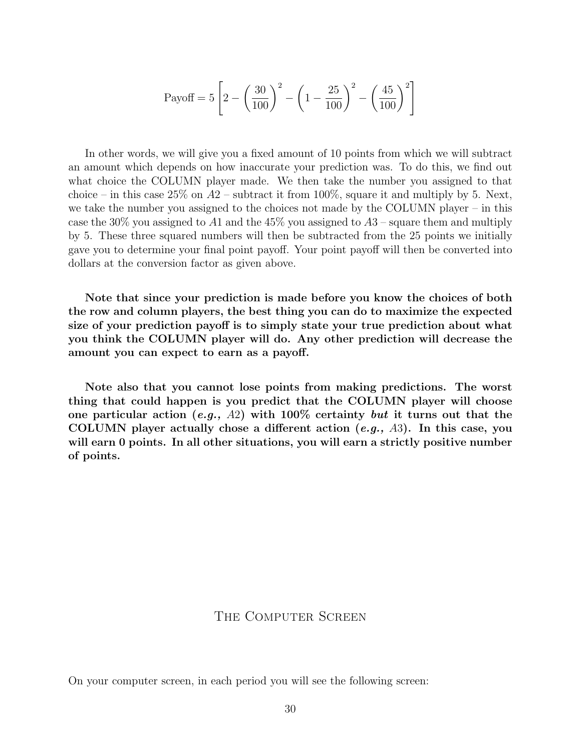$$\text{Payoff} = 5\left[2 - \left(\frac{30}{100}\right)^2 - \left(1 - \frac{25}{100}\right)^2 - \left(\frac{45}{100}\right)^2\right]$$

In other words, we will give you a fixed amount of 10 points from which we will subtract an amount which depends on how inaccurate your prediction was. To do this, we find out what choice the COLUMN player made. We then take the number you assigned to that choice – in this case 25% on $A2$ – subtract it from 100%, square it and multiply by 5. Next, we take the number you assigned to the choices not made by the COLUMN player – in this case the 30% you assigned to $A1$ and the 45% you assigned to $A3$ – square them and multiply by 5. These three squared numbers will then be subtracted from the 25 points we initially gave you to determine your final point payoff. Your point payoff will then be converted into dollars at the conversion factor as given above.

**Note that since your prediction is made before you know the choices of both the row and column players, the best thing you can do to maximize the expected size of your prediction payoff is to simply state your true prediction about what you think the COLUMN player will do. Any other prediction will decrease the amount you can expect to earn as a payoff.**

**Note also that you cannot lose points from making predictions. The worst thing that could happen is you predict that the COLUMN player will choose one particular action (*e.g.,* $A2$) with 100% certainty *but* it turns out that the COLUMN player actually chose a different action (*e.g.,* $A3$). In this case, you will earn 0 points. In all other situations, you will earn a strictly positive number of points.**

## The Computer Screen

On your computer screen, in each period you will see the following screen: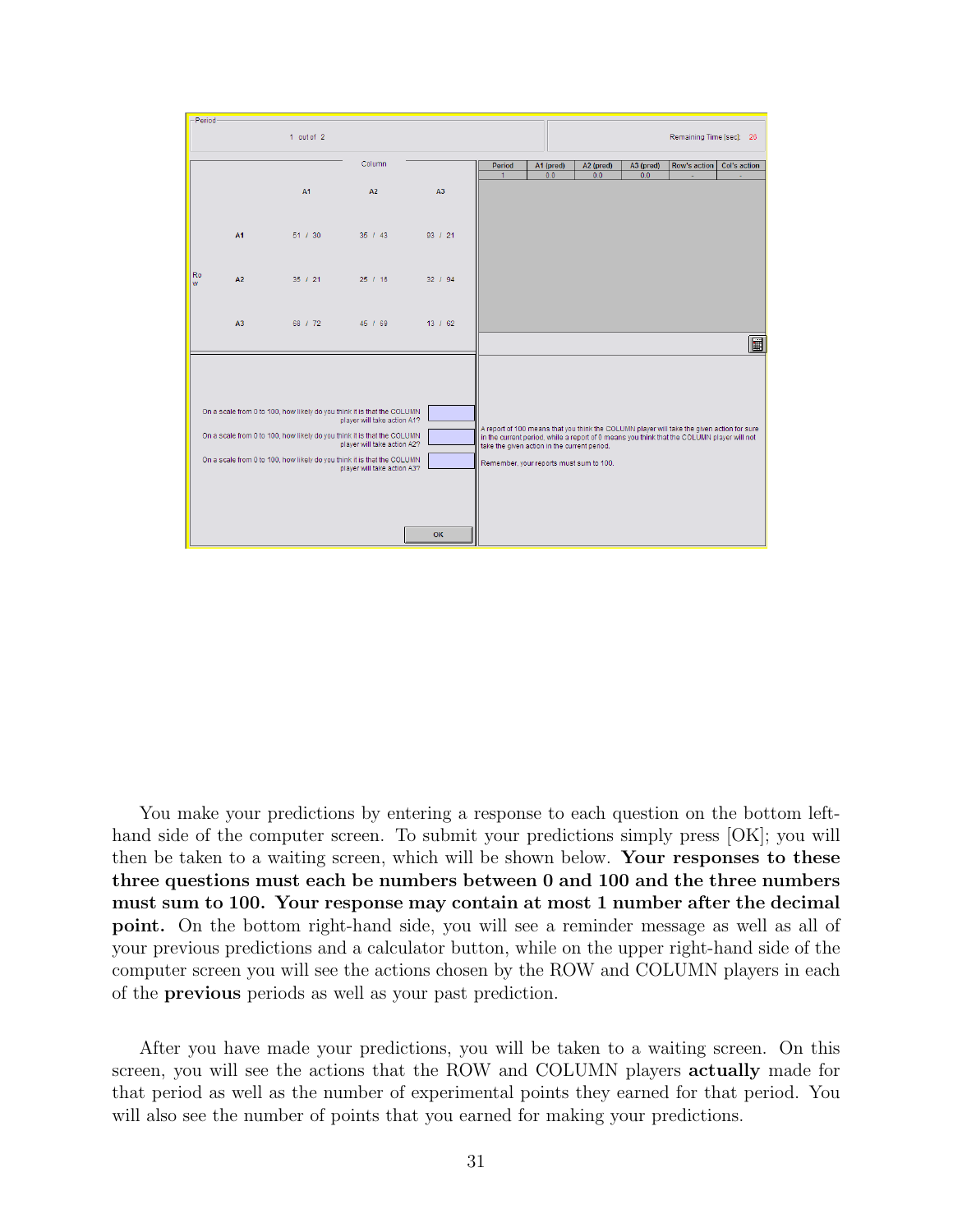Period

1 out of 2

Remaining Time [sec]: 26

| | | Column | | |
|---|---|---|---|---|
| | | A1 | A2 | A3 |
| Row | A1 | 51 / 30 | 35 / 43 | 93 / 21 |
| | A2 | 35 / 21 | 25 / 16 | 32 / 94 |
| | A3 | 68 / 72 | 45 / 69 | 13 / 62 |

| Period | A1 (pred) | A2 (pred) | A3 (pred) | Row's action | Col's action |
|---|---|---|---|---|---|
| 1 | 0.0 | 0.0 | 0.0 | - | - |

On a scale from 0 to 100, how likely do you think it is that the COLUMN player will take action A1?

On a scale from 0 to 100, how likely do you think it is that the COLUMN player will take action A2?

On a scale from 0 to 100, how likely do you think it is that the COLUMN player will take action A3?

OK

A report of 100 means that you think the COLUMN player will take the given action for sure in the current period, while a report of 0 means you think that the COLUMN player will not take the given action in the current period.

Remember, your reports must sum to 100.

You make your predictions by entering a response to each question on the bottom left-hand side of the computer screen. To submit your predictions simply press [OK]; you will then be taken to a waiting screen, which will be shown below. **Your responses to these three questions must each be numbers between 0 and 100 and the three numbers must sum to 100. Your response may contain at most 1 number after the decimal point.** On the bottom right-hand side, you will see a reminder message as well as all of your previous predictions and a calculator button, while on the upper right-hand side of the computer screen you will see the actions chosen by the ROW and COLUMN players in each of the **previous** periods as well as your past prediction.

After you have made your predictions, you will be taken to a waiting screen. On this screen, you will see the actions that the ROW and COLUMN players **actually** made for that period as well as the number of experimental points they earned for that period. You will also see the number of points that you earned for making your predictions.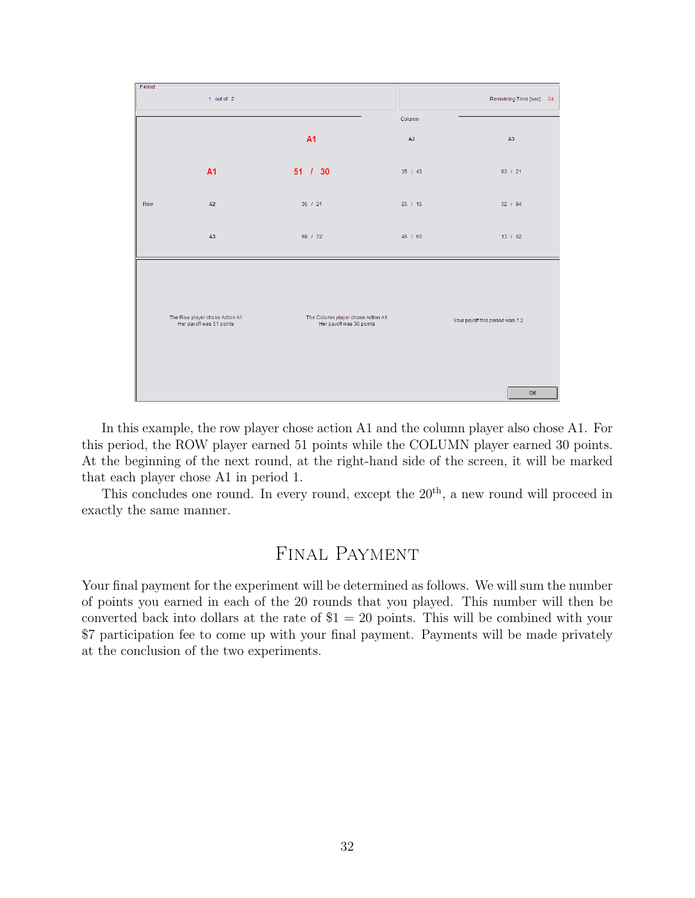Period

1 out of 2

Remaining Time [sec] 24

| | | Column | | |
|---|---|---|---|---|
| | | A1 | A2 | A3 |
| | A1 | 51 / 30 | 35 / 43 | 93 / 21 |
| Row | A2 | 35 / 21 | 25 / 16 | 32 / 94 |
| | A3 | 68 / 72 | 45 / 69 | 13 / 62 |

The Row player chose Action A1
Her payoff was 51 points

The Column player chose Action A1
Her payoff was 30 points

Your payoff this period was 7.2

OK

In this example, the row player chose action A1 and the column player also chose A1. For this period, the ROW player earned 51 points while the COLUMN player earned 30 points. At the beginning of the next round, at the right-hand side of the screen, it will be marked that each player chose A1 in period 1.

This concludes one round. In every round, except the 20th, a new round will proceed in exactly the same manner.

## Final Payment

Your final payment for the experiment will be determined as follows. We will sum the number of points you earned in each of the 20 rounds that you played. This number will then be converted back into dollars at the rate of $1 = 20 points. This will be combined with your $7 participation fee to come up with your final payment. Payments will be made privately at the conclusion of the two experiments.